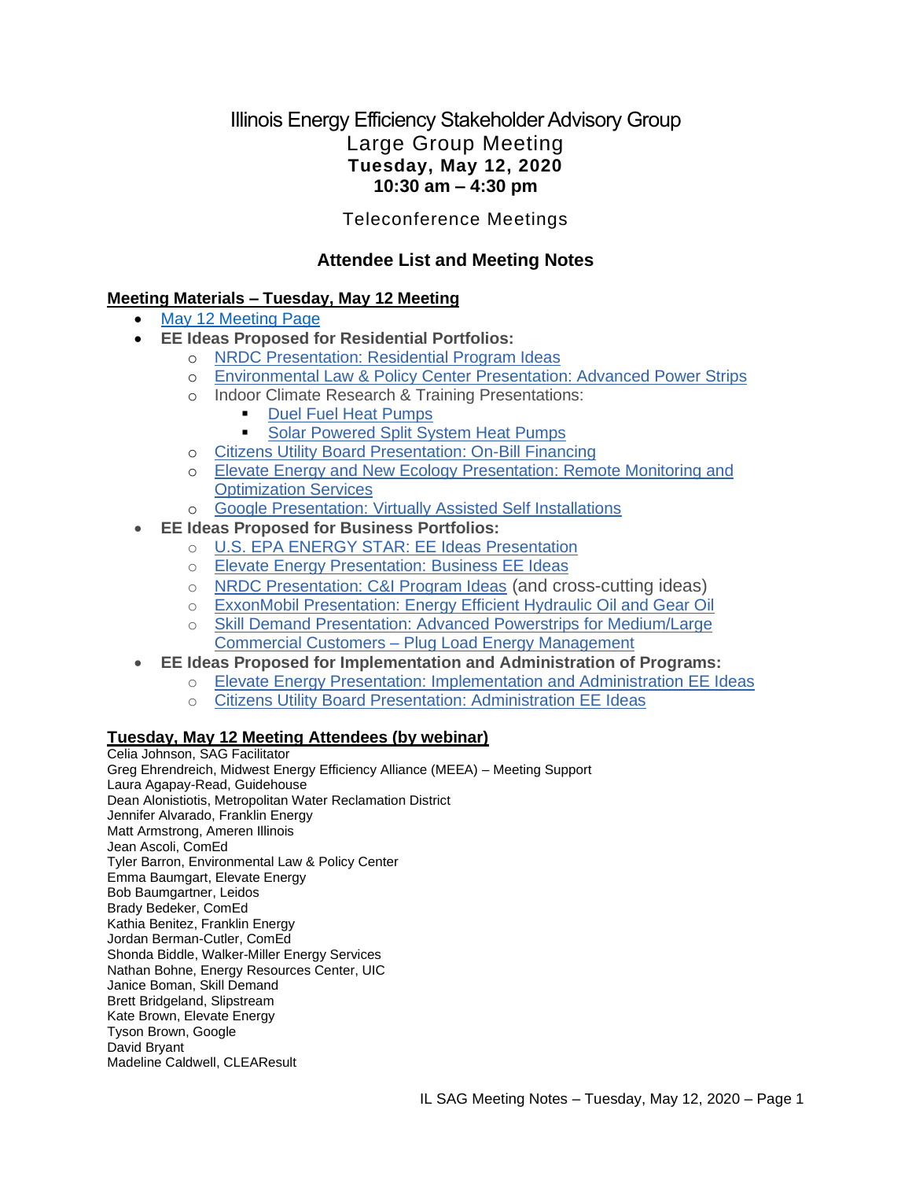# Illinois Energy Efficiency Stakeholder Advisory Group
## Large Group Meeting
**Tuesday, May 12, 2020**
**10:30 am – 4:30 pm**

Teleconference Meetings

## Attendee List and Meeting Notes

**Meeting Materials – Tuesday, May 12 Meeting**

- May 12 Meeting Page
- **EE Ideas Proposed for Residential Portfolios:**
  - NRDC Presentation: Residential Program Ideas
  - Environmental Law & Policy Center Presentation: Advanced Power Strips
  - Indoor Climate Research & Training Presentations:
    - Duel Fuel Heat Pumps
    - Solar Powered Split System Heat Pumps
  - Citizens Utility Board Presentation: On-Bill Financing
  - Elevate Energy and New Ecology Presentation: Remote Monitoring and Optimization Services
  - Google Presentation: Virtually Assisted Self Installations
- **EE Ideas Proposed for Business Portfolios:**
  - U.S. EPA ENERGY STAR: EE Ideas Presentation
  - Elevate Energy Presentation: Business EE Ideas
  - NRDC Presentation: C&I Program Ideas (and cross-cutting ideas)
  - ExxonMobil Presentation: Energy Efficient Hydraulic Oil and Gear Oil
  - Skill Demand Presentation: Advanced Powerstrips for Medium/Large Commercial Customers – Plug Load Energy Management
- **EE Ideas Proposed for Implementation and Administration of Programs:**
  - Elevate Energy Presentation: Implementation and Administration EE Ideas
  - Citizens Utility Board Presentation: Administration EE Ideas

**Tuesday, May 12 Meeting Attendees (by webinar)**

Celia Johnson, SAG Facilitator
Greg Ehrendreich, Midwest Energy Efficiency Alliance (MEEA) – Meeting Support
Laura Agapay-Read, Guidehouse
Dean Alonistiotis, Metropolitan Water Reclamation District
Jennifer Alvarado, Franklin Energy
Matt Armstrong, Ameren Illinois
Jean Ascoli, ComEd
Tyler Barron, Environmental Law & Policy Center
Emma Baumgart, Elevate Energy
Bob Baumgartner, Leidos
Brady Bedeker, ComEd
Kathia Benitez, Franklin Energy
Jordan Berman-Cutler, ComEd
Shonda Biddle, Walker-Miller Energy Services
Nathan Bohne, Energy Resources Center, UIC
Janice Boman, Skill Demand
Brett Bridgeland, Slipstream
Kate Brown, Elevate Energy
Tyson Brown, Google
David Bryant
Madeline Caldwell, CLEAResult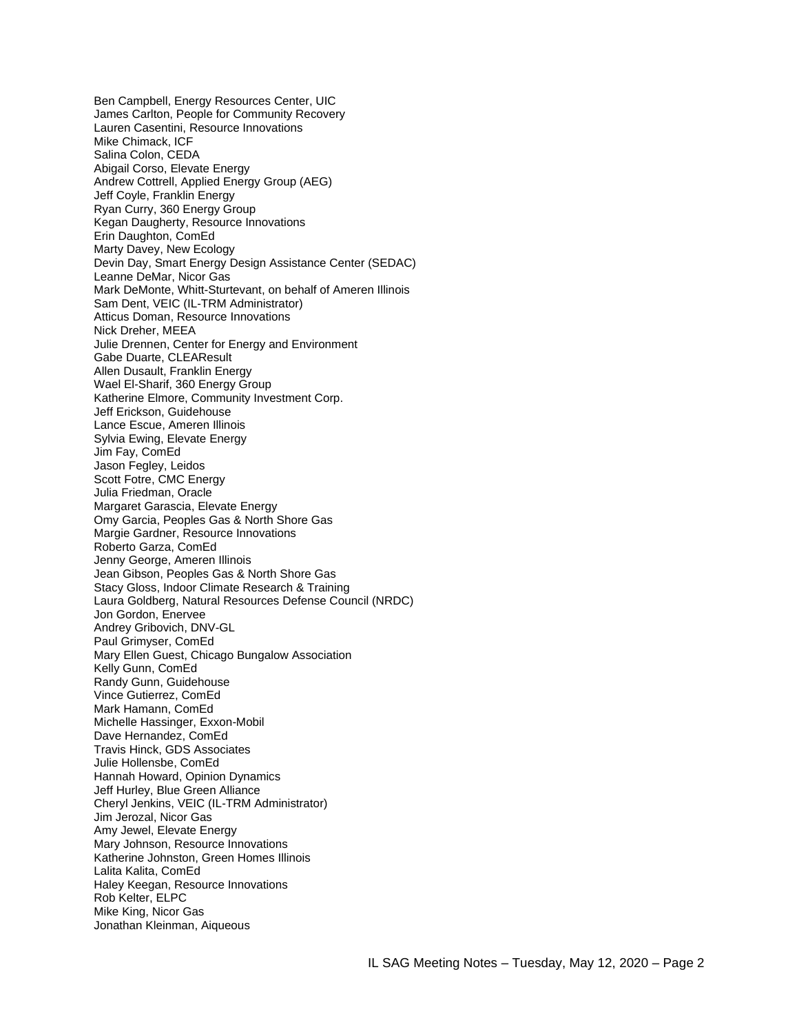Ben Campbell, Energy Resources Center, UIC
James Carlton, People for Community Recovery
Lauren Casentini, Resource Innovations
Mike Chimack, ICF
Salina Colon, CEDA
Abigail Corso, Elevate Energy
Andrew Cottrell, Applied Energy Group (AEG)
Jeff Coyle, Franklin Energy
Ryan Curry, 360 Energy Group
Kegan Daugherty, Resource Innovations
Erin Daughton, ComEd
Marty Davey, New Ecology
Devin Day, Smart Energy Design Assistance Center (SEDAC)
Leanne DeMar, Nicor Gas
Mark DeMonte, Whitt-Sturtevant, on behalf of Ameren Illinois
Sam Dent, VEIC (IL-TRM Administrator)
Atticus Doman, Resource Innovations
Nick Dreher, MEEA
Julie Drennen, Center for Energy and Environment
Gabe Duarte, CLEAResult
Allen Dusault, Franklin Energy
Wael El-Sharif, 360 Energy Group
Katherine Elmore, Community Investment Corp.
Jeff Erickson, Guidehouse
Lance Escue, Ameren Illinois
Sylvia Ewing, Elevate Energy
Jim Fay, ComEd
Jason Fegley, Leidos
Scott Fotre, CMC Energy
Julia Friedman, Oracle
Margaret Garascia, Elevate Energy
Omy Garcia, Peoples Gas & North Shore Gas
Margie Gardner, Resource Innovations
Roberto Garza, ComEd
Jenny George, Ameren Illinois
Jean Gibson, Peoples Gas & North Shore Gas
Stacy Gloss, Indoor Climate Research & Training
Laura Goldberg, Natural Resources Defense Council (NRDC)
Jon Gordon, Enervee
Andrey Gribovich, DNV-GL
Paul Grimyser, ComEd
Mary Ellen Guest, Chicago Bungalow Association
Kelly Gunn, ComEd
Randy Gunn, Guidehouse
Vince Gutierrez, ComEd
Mark Hamann, ComEd
Michelle Hassinger, Exxon-Mobil
Dave Hernandez, ComEd
Travis Hinck, GDS Associates
Julie Hollensbe, ComEd
Hannah Howard, Opinion Dynamics
Jeff Hurley, Blue Green Alliance
Cheryl Jenkins, VEIC (IL-TRM Administrator)
Jim Jerozal, Nicor Gas
Amy Jewel, Elevate Energy
Mary Johnson, Resource Innovations
Katherine Johnston, Green Homes Illinois
Lalita Kalita, ComEd
Haley Keegan, Resource Innovations
Rob Kelter, ELPC
Mike King, Nicor Gas
Jonathan Kleinman, Aiqueous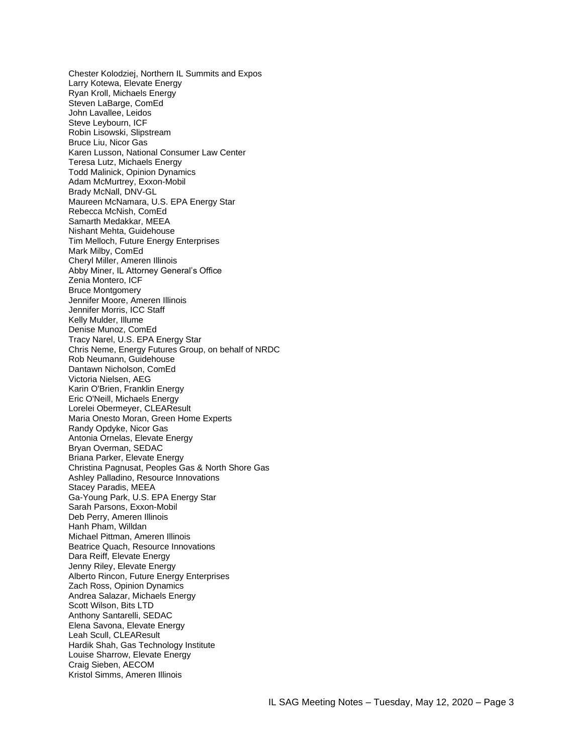Chester Kolodziej, Northern IL Summits and Expos
Larry Kotewa, Elevate Energy
Ryan Kroll, Michaels Energy
Steven LaBarge, ComEd
John Lavallee, Leidos
Steve Leybourn, ICF
Robin Lisowski, Slipstream
Bruce Liu, Nicor Gas
Karen Lusson, National Consumer Law Center
Teresa Lutz, Michaels Energy
Todd Malinick, Opinion Dynamics
Adam McMurtrey, Exxon-Mobil
Brady McNall, DNV-GL
Maureen McNamara, U.S. EPA Energy Star
Rebecca McNish, ComEd
Samarth Medakkar, MEEA
Nishant Mehta, Guidehouse
Tim Melloch, Future Energy Enterprises
Mark Milby, ComEd
Cheryl Miller, Ameren Illinois
Abby Miner, IL Attorney General's Office
Zenia Montero, ICF
Bruce Montgomery
Jennifer Moore, Ameren Illinois
Jennifer Morris, ICC Staff
Kelly Mulder, Illume
Denise Munoz, ComEd
Tracy Narel, U.S. EPA Energy Star
Chris Neme, Energy Futures Group, on behalf of NRDC
Rob Neumann, Guidehouse
Dantawn Nicholson, ComEd
Victoria Nielsen, AEG
Karin O'Brien, Franklin Energy
Eric O'Neill, Michaels Energy
Lorelei Obermeyer, CLEAResult
Maria Onesto Moran, Green Home Experts
Randy Opdyke, Nicor Gas
Antonia Ornelas, Elevate Energy
Bryan Overman, SEDAC
Briana Parker, Elevate Energy
Christina Pagnusat, Peoples Gas & North Shore Gas
Ashley Palladino, Resource Innovations
Stacey Paradis, MEEA
Ga-Young Park, U.S. EPA Energy Star
Sarah Parsons, Exxon-Mobil
Deb Perry, Ameren Illinois
Hanh Pham, Willdan
Michael Pittman, Ameren Illinois
Beatrice Quach, Resource Innovations
Dara Reiff, Elevate Energy
Jenny Riley, Elevate Energy
Alberto Rincon, Future Energy Enterprises
Zach Ross, Opinion Dynamics
Andrea Salazar, Michaels Energy
Scott Wilson, Bits LTD
Anthony Santarelli, SEDAC
Elena Savona, Elevate Energy
Leah Scull, CLEAResult
Hardik Shah, Gas Technology Institute
Louise Sharrow, Elevate Energy
Craig Sieben, AECOM
Kristol Simms, Ameren Illinois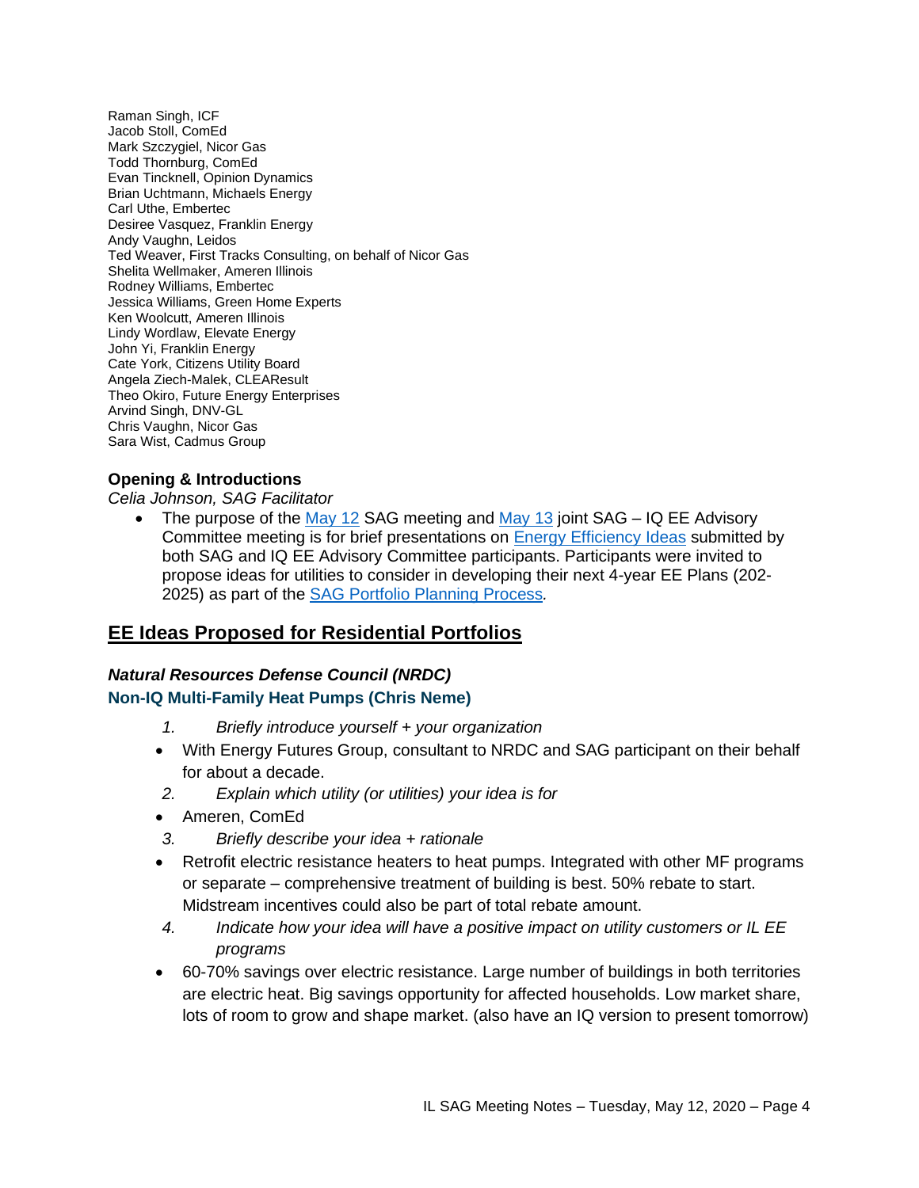Raman Singh, ICF
Jacob Stoll, ComEd
Mark Szczygiel, Nicor Gas
Todd Thornburg, ComEd
Evan Tincknell, Opinion Dynamics
Brian Uchtmann, Michaels Energy
Carl Uthe, Embertec
Desiree Vasquez, Franklin Energy
Andy Vaughn, Leidos
Ted Weaver, First Tracks Consulting, on behalf of Nicor Gas
Shelita Wellmaker, Ameren Illinois
Rodney Williams, Embertec
Jessica Williams, Green Home Experts
Ken Woolcutt, Ameren Illinois
Lindy Wordlaw, Elevate Energy
John Yi, Franklin Energy
Cate York, Citizens Utility Board
Angela Ziech-Malek, CLEAResult
Theo Okiro, Future Energy Enterprises
Arvind Singh, DNV-GL
Chris Vaughn, Nicor Gas
Sara Wist, Cadmus Group

### Opening & Introductions

*Celia Johnson, SAG Facilitator*

- The purpose of the May 12 SAG meeting and May 13 joint SAG – IQ EE Advisory Committee meeting is for brief presentations on Energy Efficiency Ideas submitted by both SAG and IQ EE Advisory Committee participants. Participants were invited to propose ideas for utilities to consider in developing their next 4-year EE Plans (202-2025) as part of the SAG Portfolio Planning Process.

## EE Ideas Proposed for Residential Portfolios

### *Natural Resources Defense Council (NRDC)*

#### Non-IQ Multi-Family Heat Pumps (Chris Neme)

1. *Briefly introduce yourself + your organization*
   - With Energy Futures Group, consultant to NRDC and SAG participant on their behalf for about a decade.
2. *Explain which utility (or utilities) your idea is for*
   - Ameren, ComEd
3. *Briefly describe your idea + rationale*
   - Retrofit electric resistance heaters to heat pumps. Integrated with other MF programs or separate – comprehensive treatment of building is best. 50% rebate to start. Midstream incentives could also be part of total rebate amount.
4. *Indicate how your idea will have a positive impact on utility customers or IL EE programs*
   - 60-70% savings over electric resistance. Large number of buildings in both territories are electric heat. Big savings opportunity for affected households. Low market share, lots of room to grow and shape market. (also have an IQ version to present tomorrow)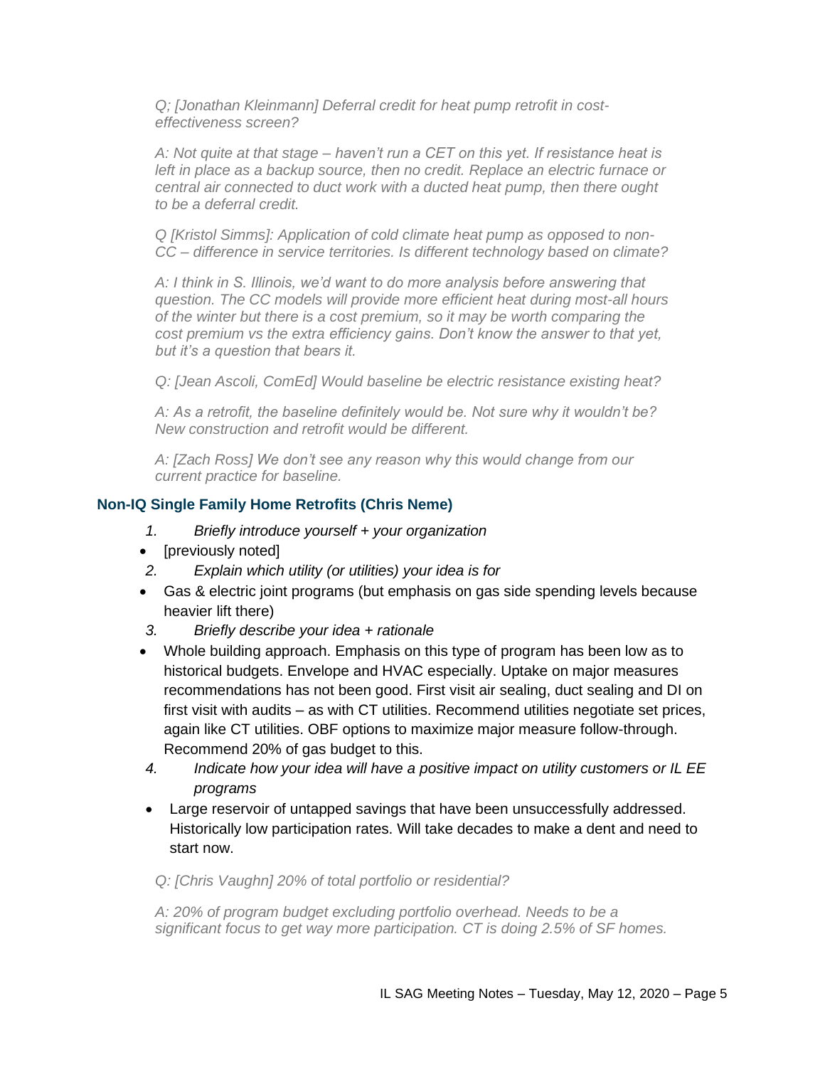*Q; [Jonathan Kleinmann] Deferral credit for heat pump retrofit in cost-effectiveness screen?*

*A: Not quite at that stage – haven't run a CET on this yet. If resistance heat is left in place as a backup source, then no credit. Replace an electric furnace or central air connected to duct work with a ducted heat pump, then there ought to be a deferral credit.*

*Q [Kristol Simms]: Application of cold climate heat pump as opposed to non-CC – difference in service territories. Is different technology based on climate?*

*A: I think in S. Illinois, we'd want to do more analysis before answering that question. The CC models will provide more efficient heat during most-all hours of the winter but there is a cost premium, so it may be worth comparing the cost premium vs the extra efficiency gains. Don't know the answer to that yet, but it's a question that bears it.*

*Q: [Jean Ascoli, ComEd] Would baseline be electric resistance existing heat?*

*A: As a retrofit, the baseline definitely would be. Not sure why it wouldn't be? New construction and retrofit would be different.*

*A: [Zach Ross] We don't see any reason why this would change from our current practice for baseline.*

### Non-IQ Single Family Home Retrofits (Chris Neme)

1. *Briefly introduce yourself + your organization*
   - [previously noted]
2. *Explain which utility (or utilities) your idea is for*
   - Gas & electric joint programs (but emphasis on gas side spending levels because heavier lift there)
3. *Briefly describe your idea + rationale*
   - Whole building approach. Emphasis on this type of program has been low as to historical budgets. Envelope and HVAC especially. Uptake on major measures recommendations has not been good. First visit air sealing, duct sealing and DI on first visit with audits – as with CT utilities. Recommend utilities negotiate set prices, again like CT utilities. OBF options to maximize major measure follow-through. Recommend 20% of gas budget to this.
4. *Indicate how your idea will have a positive impact on utility customers or IL EE programs*
   - Large reservoir of untapped savings that have been unsuccessfully addressed. Historically low participation rates. Will take decades to make a dent and need to start now.

*Q: [Chris Vaughn] 20% of total portfolio or residential?*

*A: 20% of program budget excluding portfolio overhead. Needs to be a significant focus to get way more participation. CT is doing 2.5% of SF homes.*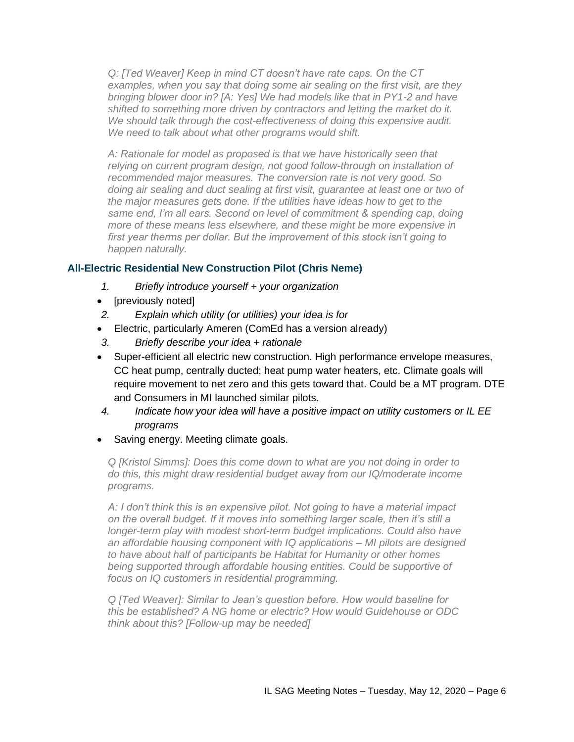*Q: [Ted Weaver] Keep in mind CT doesn't have rate caps. On the CT examples, when you say that doing some air sealing on the first visit, are they bringing blower door in? [A: Yes] We had models like that in PY1-2 and have shifted to something more driven by contractors and letting the market do it. We should talk through the cost-effectiveness of doing this expensive audit. We need to talk about what other programs would shift.*

*A: Rationale for model as proposed is that we have historically seen that relying on current program design, not good follow-through on installation of recommended major measures. The conversion rate is not very good. So doing air sealing and duct sealing at first visit, guarantee at least one or two of the major measures gets done. If the utilities have ideas how to get to the same end, I'm all ears. Second on level of commitment & spending cap, doing more of these means less elsewhere, and these might be more expensive in first year therms per dollar. But the improvement of this stock isn't going to happen naturally.*

### All-Electric Residential New Construction Pilot (Chris Neme)

1. *Briefly introduce yourself + your organization*

- [previously noted]

2. *Explain which utility (or utilities) your idea is for*

- Electric, particularly Ameren (ComEd has a version already)

3. *Briefly describe your idea + rationale*

- Super-efficient all electric new construction. High performance envelope measures, CC heat pump, centrally ducted; heat pump water heaters, etc. Climate goals will require movement to net zero and this gets toward that. Could be a MT program. DTE and Consumers in MI launched similar pilots.

4. *Indicate how your idea will have a positive impact on utility customers or IL EE programs*

- Saving energy. Meeting climate goals.

*Q [Kristol Simms]: Does this come down to what are you not doing in order to do this, this might draw residential budget away from our IQ/moderate income programs.*

*A: I don't think this is an expensive pilot. Not going to have a material impact on the overall budget. If it moves into something larger scale, then it's still a longer-term play with modest short-term budget implications. Could also have an affordable housing component with IQ applications – MI pilots are designed to have about half of participants be Habitat for Humanity or other homes being supported through affordable housing entities. Could be supportive of focus on IQ customers in residential programming.*

*Q [Ted Weaver]: Similar to Jean's question before. How would baseline for this be established? A NG home or electric? How would Guidehouse or ODC think about this? [Follow-up may be needed]*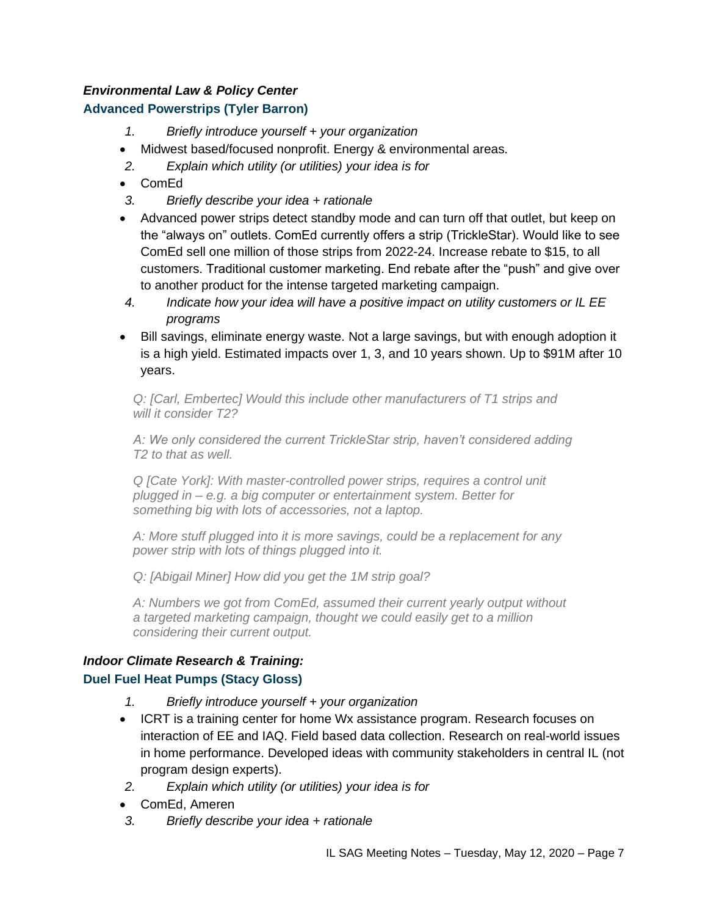***Environmental Law & Policy Center***

**Advanced Powerstrips (Tyler Barron)**

1. *Briefly introduce yourself + your organization*

- Midwest based/focused nonprofit. Energy & environmental areas.

2. *Explain which utility (or utilities) your idea is for*

- ComEd

3. *Briefly describe your idea + rationale*

- Advanced power strips detect standby mode and can turn off that outlet, but keep on the "always on" outlets. ComEd currently offers a strip (TrickleStar). Would like to see ComEd sell one million of those strips from 2022-24. Increase rebate to $15, to all customers. Traditional customer marketing. End rebate after the "push" and give over to another product for the intense targeted marketing campaign.

4. *Indicate how your idea will have a positive impact on utility customers or IL EE programs*

- Bill savings, eliminate energy waste. Not a large savings, but with enough adoption it is a high yield. Estimated impacts over 1, 3, and 10 years shown. Up to $91M after 10 years.

> *Q: [Carl, Embertec] Would this include other manufacturers of T1 strips and will it consider T2?*
>
> *A: We only considered the current TrickleStar strip, haven't considered adding T2 to that as well.*
>
> *Q [Cate York]: With master-controlled power strips, requires a control unit plugged in – e.g. a big computer or entertainment system. Better for something big with lots of accessories, not a laptop.*
>
> *A: More stuff plugged into it is more savings, could be a replacement for any power strip with lots of things plugged into it.*
>
> *Q: [Abigail Miner] How did you get the 1M strip goal?*
>
> *A: Numbers we got from ComEd, assumed their current yearly output without a targeted marketing campaign, thought we could easily get to a million considering their current output.*

***Indoor Climate Research & Training:***

**Duel Fuel Heat Pumps (Stacy Gloss)**

1. *Briefly introduce yourself + your organization*

- ICRT is a training center for home Wx assistance program. Research focuses on interaction of EE and IAQ. Field based data collection. Research on real-world issues in home performance. Developed ideas with community stakeholders in central IL (not program design experts).

2. *Explain which utility (or utilities) your idea is for*

- ComEd, Ameren

3. *Briefly describe your idea + rationale*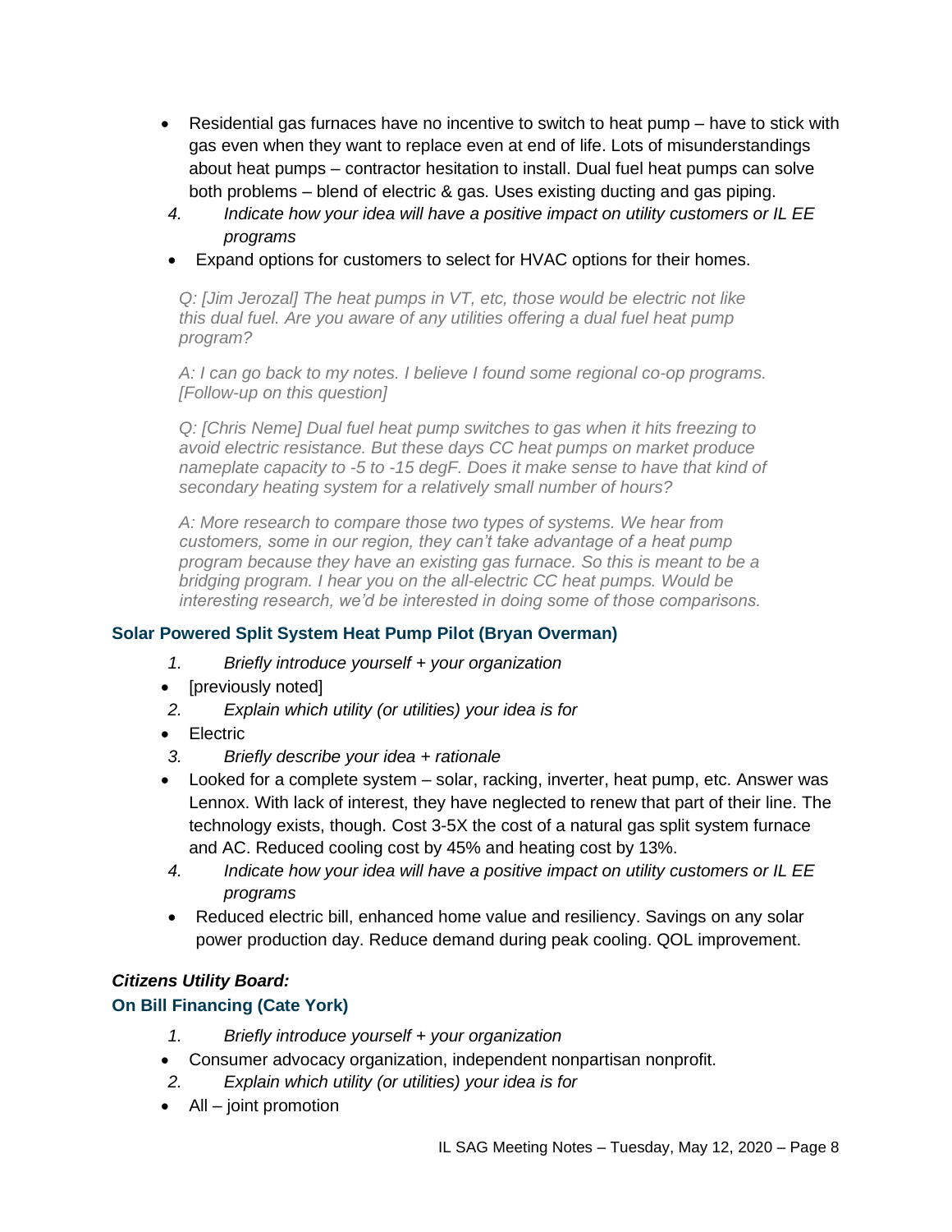- Residential gas furnaces have no incentive to switch to heat pump – have to stick with gas even when they want to replace even at end of life. Lots of misunderstandings about heat pumps – contractor hesitation to install. Dual fuel heat pumps can solve both problems – blend of electric & gas. Uses existing ducting and gas piping.

4. *Indicate how your idea will have a positive impact on utility customers or IL EE programs*

- Expand options for customers to select for HVAC options for their homes.

*Q: [Jim Jerozal] The heat pumps in VT, etc, those would be electric not like this dual fuel. Are you aware of any utilities offering a dual fuel heat pump program?*

*A: I can go back to my notes. I believe I found some regional co-op programs. [Follow-up on this question]*

*Q: [Chris Neme] Dual fuel heat pump switches to gas when it hits freezing to avoid electric resistance. But these days CC heat pumps on market produce nameplate capacity to -5 to -15 degF. Does it make sense to have that kind of secondary heating system for a relatively small number of hours?*

*A: More research to compare those two types of systems. We hear from customers, some in our region, they can't take advantage of a heat pump program because they have an existing gas furnace. So this is meant to be a bridging program. I hear you on the all-electric CC heat pumps. Would be interesting research, we'd be interested in doing some of those comparisons.*

### Solar Powered Split System Heat Pump Pilot (Bryan Overman)

1. *Briefly introduce yourself + your organization*

- [previously noted]

2. *Explain which utility (or utilities) your idea is for*

- Electric

3. *Briefly describe your idea + rationale*

- Looked for a complete system – solar, racking, inverter, heat pump, etc. Answer was Lennox. With lack of interest, they have neglected to renew that part of their line. The technology exists, though. Cost 3-5X the cost of a natural gas split system furnace and AC. Reduced cooling cost by 45% and heating cost by 13%.

4. *Indicate how your idea will have a positive impact on utility customers or IL EE programs*

- Reduced electric bill, enhanced home value and resiliency. Savings on any solar power production day. Reduce demand during peak cooling. QOL improvement.

### *Citizens Utility Board:*

### On Bill Financing (Cate York)

1. *Briefly introduce yourself + your organization*

- Consumer advocacy organization, independent nonpartisan nonprofit.

2. *Explain which utility (or utilities) your idea is for*

- All – joint promotion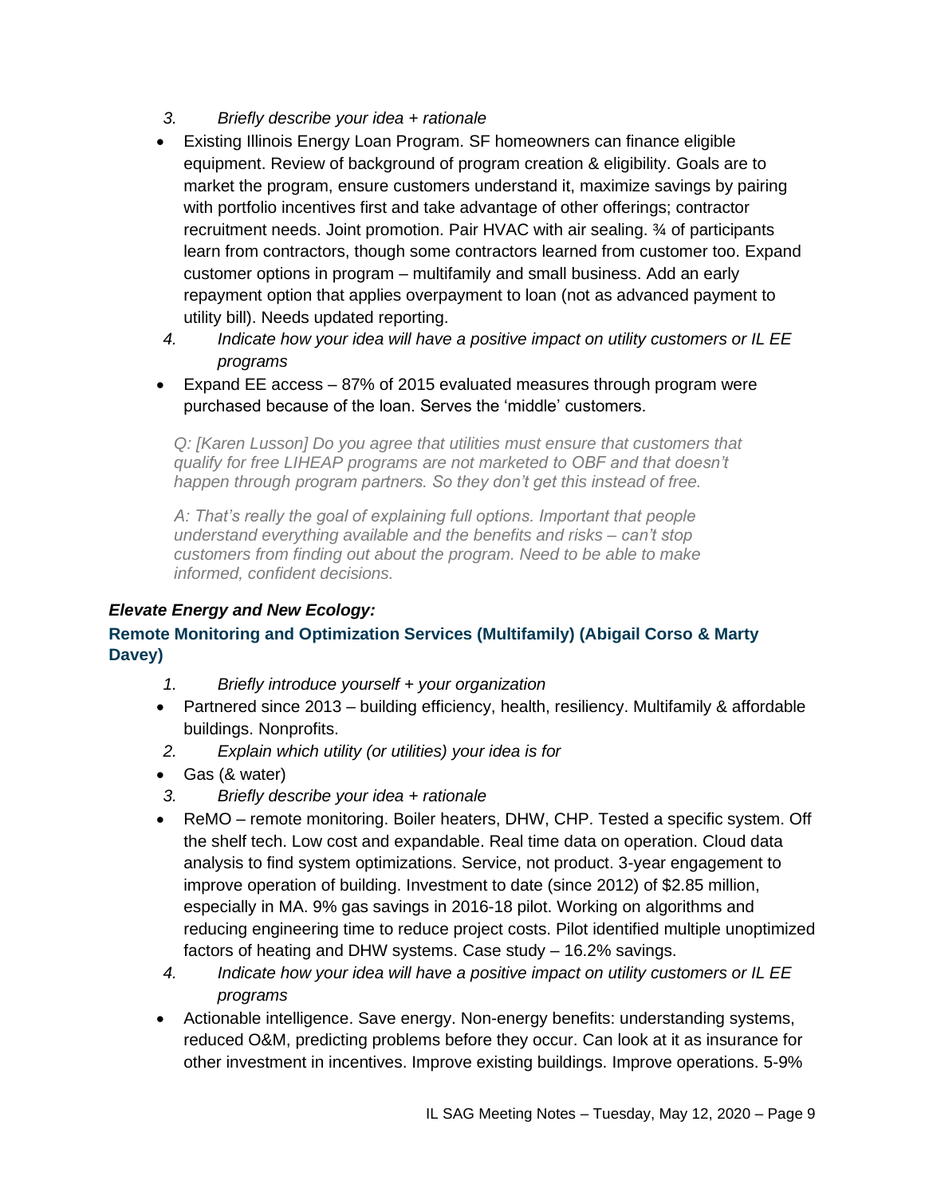3. *Briefly describe your idea + rationale*

- Existing Illinois Energy Loan Program. SF homeowners can finance eligible equipment. Review of background of program creation & eligibility. Goals are to market the program, ensure customers understand it, maximize savings by pairing with portfolio incentives first and take advantage of other offerings; contractor recruitment needs. Joint promotion. Pair HVAC with air sealing. ¾ of participants learn from contractors, though some contractors learned from customer too. Expand customer options in program – multifamily and small business. Add an early repayment option that applies overpayment to loan (not as advanced payment to utility bill). Needs updated reporting.

4. *Indicate how your idea will have a positive impact on utility customers or IL EE programs*

- Expand EE access – 87% of 2015 evaluated measures through program were purchased because of the loan. Serves the 'middle' customers.

*Q: [Karen Lusson] Do you agree that utilities must ensure that customers that qualify for free LIHEAP programs are not marketed to OBF and that doesn't happen through program partners. So they don't get this instead of free.*

*A: That's really the goal of explaining full options. Important that people understand everything available and the benefits and risks – can't stop customers from finding out about the program. Need to be able to make informed, confident decisions.*

***Elevate Energy and New Ecology:***

**Remote Monitoring and Optimization Services (Multifamily) (Abigail Corso & Marty Davey)**

1. *Briefly introduce yourself + your organization*

- Partnered since 2013 – building efficiency, health, resiliency. Multifamily & affordable buildings. Nonprofits.

2. *Explain which utility (or utilities) your idea is for*

- Gas (& water)

3. *Briefly describe your idea + rationale*

- ReMO – remote monitoring. Boiler heaters, DHW, CHP. Tested a specific system. Off the shelf tech. Low cost and expandable. Real time data on operation. Cloud data analysis to find system optimizations. Service, not product. 3-year engagement to improve operation of building. Investment to date (since 2012) of $2.85 million, especially in MA. 9% gas savings in 2016-18 pilot. Working on algorithms and reducing engineering time to reduce project costs. Pilot identified multiple unoptimized factors of heating and DHW systems. Case study – 16.2% savings.

4. *Indicate how your idea will have a positive impact on utility customers or IL EE programs*

- Actionable intelligence. Save energy. Non-energy benefits: understanding systems, reduced O&M, predicting problems before they occur. Can look at it as insurance for other investment in incentives. Improve existing buildings. Improve operations. 5-9%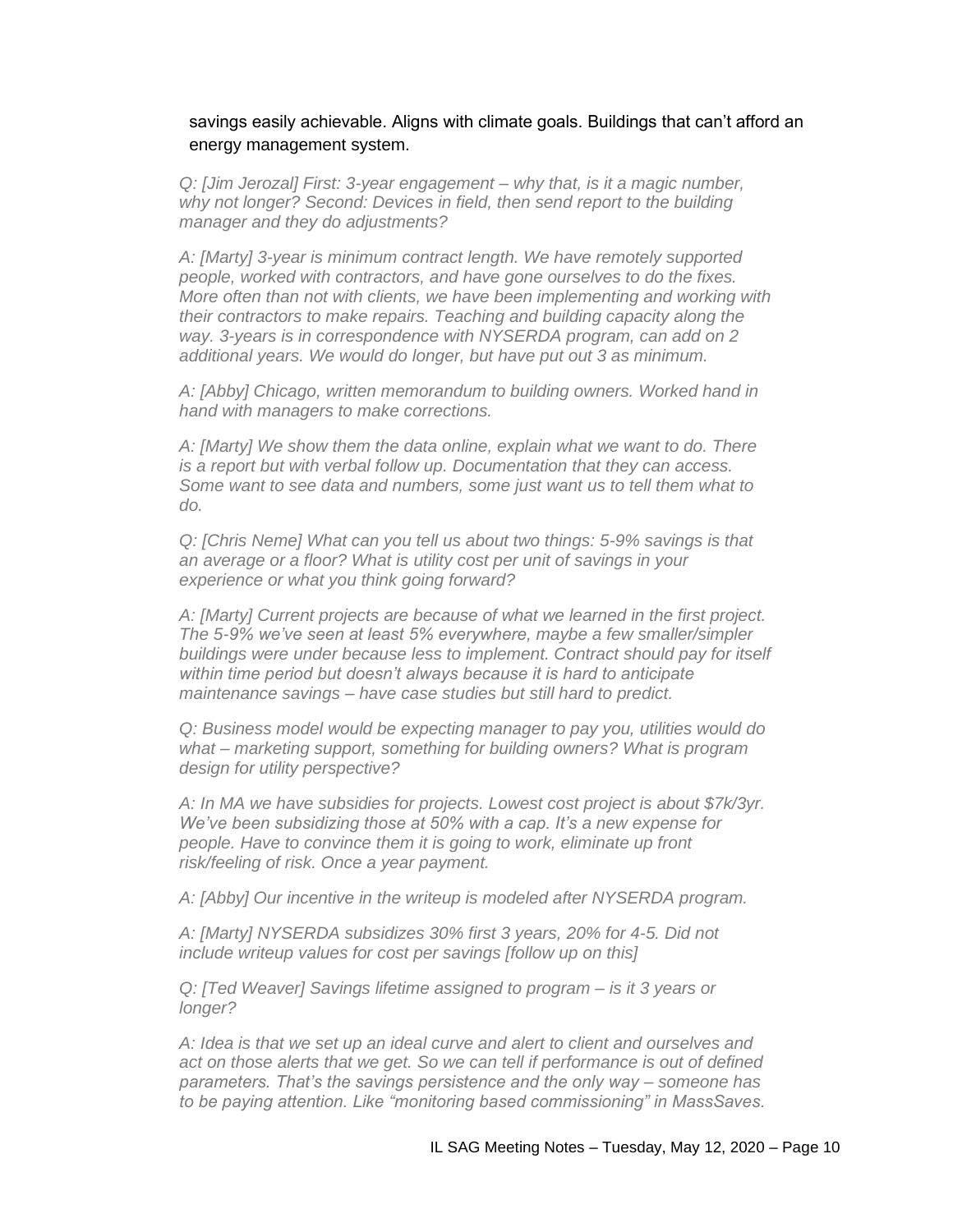savings easily achievable. Aligns with climate goals. Buildings that can't afford an energy management system.

*Q: [Jim Jerozal] First: 3-year engagement – why that, is it a magic number, why not longer? Second: Devices in field, then send report to the building manager and they do adjustments?*

*A: [Marty] 3-year is minimum contract length. We have remotely supported people, worked with contractors, and have gone ourselves to do the fixes. More often than not with clients, we have been implementing and working with their contractors to make repairs. Teaching and building capacity along the way. 3-years is in correspondence with NYSERDA program, can add on 2 additional years. We would do longer, but have put out 3 as minimum.*

*A: [Abby] Chicago, written memorandum to building owners. Worked hand in hand with managers to make corrections.*

*A: [Marty] We show them the data online, explain what we want to do. There is a report but with verbal follow up. Documentation that they can access. Some want to see data and numbers, some just want us to tell them what to do.*

*Q: [Chris Neme] What can you tell us about two things: 5-9% savings is that an average or a floor? What is utility cost per unit of savings in your experience or what you think going forward?*

*A: [Marty] Current projects are because of what we learned in the first project. The 5-9% we've seen at least 5% everywhere, maybe a few smaller/simpler buildings were under because less to implement. Contract should pay for itself within time period but doesn't always because it is hard to anticipate maintenance savings – have case studies but still hard to predict.*

*Q: Business model would be expecting manager to pay you, utilities would do what – marketing support, something for building owners? What is program design for utility perspective?*

*A: In MA we have subsidies for projects. Lowest cost project is about $7k/3yr. We've been subsidizing those at 50% with a cap. It's a new expense for people. Have to convince them it is going to work, eliminate up front risk/feeling of risk. Once a year payment.*

*A: [Abby] Our incentive in the writeup is modeled after NYSERDA program.*

*A: [Marty] NYSERDA subsidizes 30% first 3 years, 20% for 4-5. Did not include writeup values for cost per savings [follow up on this]*

*Q: [Ted Weaver] Savings lifetime assigned to program – is it 3 years or longer?*

*A: Idea is that we set up an ideal curve and alert to client and ourselves and act on those alerts that we get. So we can tell if performance is out of defined parameters. That's the savings persistence and the only way – someone has to be paying attention. Like "monitoring based commissioning" in MassSaves.*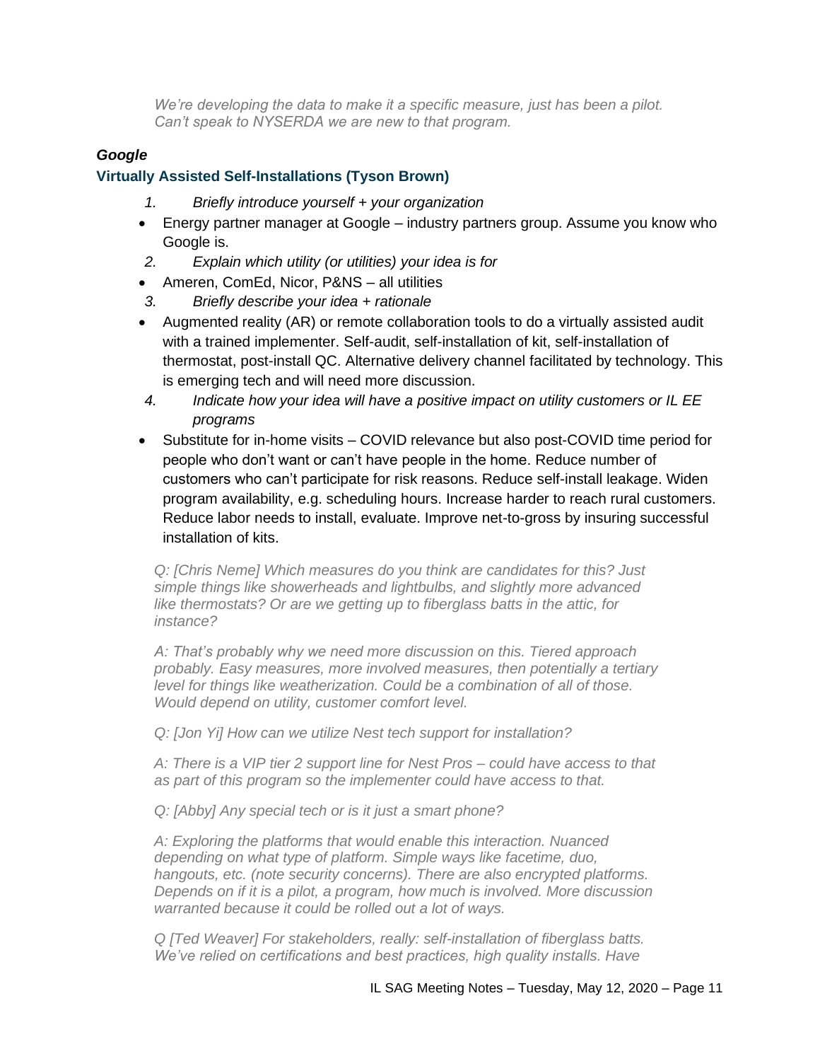*We're developing the data to make it a specific measure, just has been a pilot. Can't speak to NYSERDA we are new to that program.*

### *Google*

#### Virtually Assisted Self-Installations (Tyson Brown)

1. *Briefly introduce yourself + your organization*

- Energy partner manager at Google – industry partners group. Assume you know who Google is.

2. *Explain which utility (or utilities) your idea is for*

- Ameren, ComEd, Nicor, P&NS – all utilities

3. *Briefly describe your idea + rationale*

- Augmented reality (AR) or remote collaboration tools to do a virtually assisted audit with a trained implementer. Self-audit, self-installation of kit, self-installation of thermostat, post-install QC. Alternative delivery channel facilitated by technology. This is emerging tech and will need more discussion.

4. *Indicate how your idea will have a positive impact on utility customers or IL EE programs*

- Substitute for in-home visits – COVID relevance but also post-COVID time period for people who don't want or can't have people in the home. Reduce number of customers who can't participate for risk reasons. Reduce self-install leakage. Widen program availability, e.g. scheduling hours. Increase harder to reach rural customers. Reduce labor needs to install, evaluate. Improve net-to-gross by insuring successful installation of kits.

*Q: [Chris Neme] Which measures do you think are candidates for this? Just simple things like showerheads and lightbulbs, and slightly more advanced like thermostats? Or are we getting up to fiberglass batts in the attic, for instance?*

*A: That's probably why we need more discussion on this. Tiered approach probably. Easy measures, more involved measures, then potentially a tertiary level for things like weatherization. Could be a combination of all of those. Would depend on utility, customer comfort level.*

*Q: [Jon Yi] How can we utilize Nest tech support for installation?*

*A: There is a VIP tier 2 support line for Nest Pros – could have access to that as part of this program so the implementer could have access to that.*

*Q: [Abby] Any special tech or is it just a smart phone?*

*A: Exploring the platforms that would enable this interaction. Nuanced depending on what type of platform. Simple ways like facetime, duo, hangouts, etc. (note security concerns). There are also encrypted platforms. Depends on if it is a pilot, a program, how much is involved. More discussion warranted because it could be rolled out a lot of ways.*

*Q [Ted Weaver] For stakeholders, really: self-installation of fiberglass batts. We've relied on certifications and best practices, high quality installs. Have*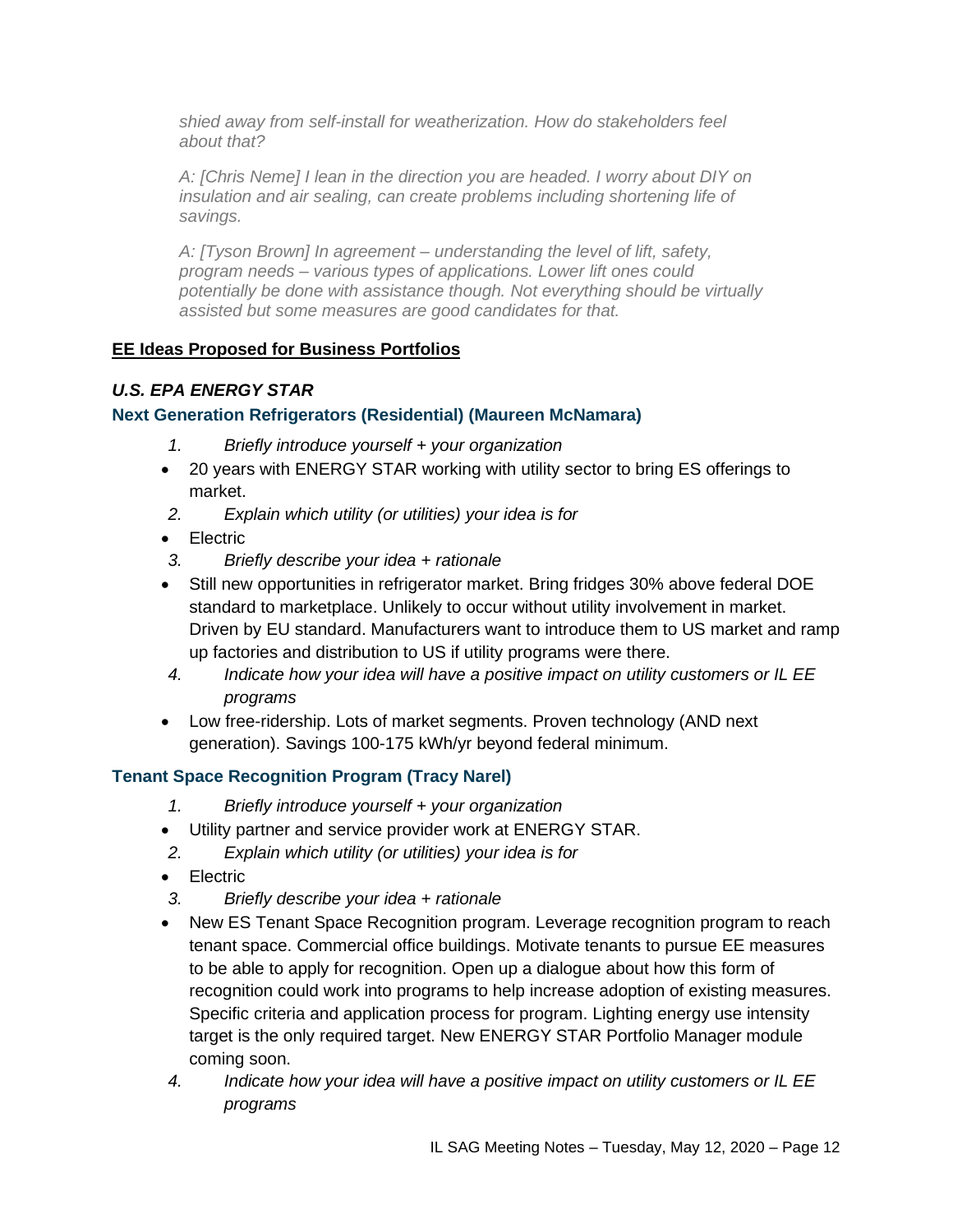*shied away from self-install for weatherization. How do stakeholders feel about that?*

*A: [Chris Neme] I lean in the direction you are headed. I worry about DIY on insulation and air sealing, can create problems including shortening life of savings.*

*A: [Tyson Brown] In agreement – understanding the level of lift, safety, program needs – various types of applications. Lower lift ones could potentially be done with assistance though. Not everything should be virtually assisted but some measures are good candidates for that.*

## EE Ideas Proposed for Business Portfolios

### *U.S. EPA ENERGY STAR*

#### Next Generation Refrigerators (Residential) (Maureen McNamara)

1. *Briefly introduce yourself + your organization*
   - 20 years with ENERGY STAR working with utility sector to bring ES offerings to market.
2. *Explain which utility (or utilities) your idea is for*
   - Electric
3. *Briefly describe your idea + rationale*
   - Still new opportunities in refrigerator market. Bring fridges 30% above federal DOE standard to marketplace. Unlikely to occur without utility involvement in market. Driven by EU standard. Manufacturers want to introduce them to US market and ramp up factories and distribution to US if utility programs were there.
4. *Indicate how your idea will have a positive impact on utility customers or IL EE programs*
   - Low free-ridership. Lots of market segments. Proven technology (AND next generation). Savings 100-175 kWh/yr beyond federal minimum.

#### Tenant Space Recognition Program (Tracy Narel)

1. *Briefly introduce yourself + your organization*
   - Utility partner and service provider work at ENERGY STAR.
2. *Explain which utility (or utilities) your idea is for*
   - Electric
3. *Briefly describe your idea + rationale*
   - New ES Tenant Space Recognition program. Leverage recognition program to reach tenant space. Commercial office buildings. Motivate tenants to pursue EE measures to be able to apply for recognition. Open up a dialogue about how this form of recognition could work into programs to help increase adoption of existing measures. Specific criteria and application process for program. Lighting energy use intensity target is the only required target. New ENERGY STAR Portfolio Manager module coming soon.
4. *Indicate how your idea will have a positive impact on utility customers or IL EE programs*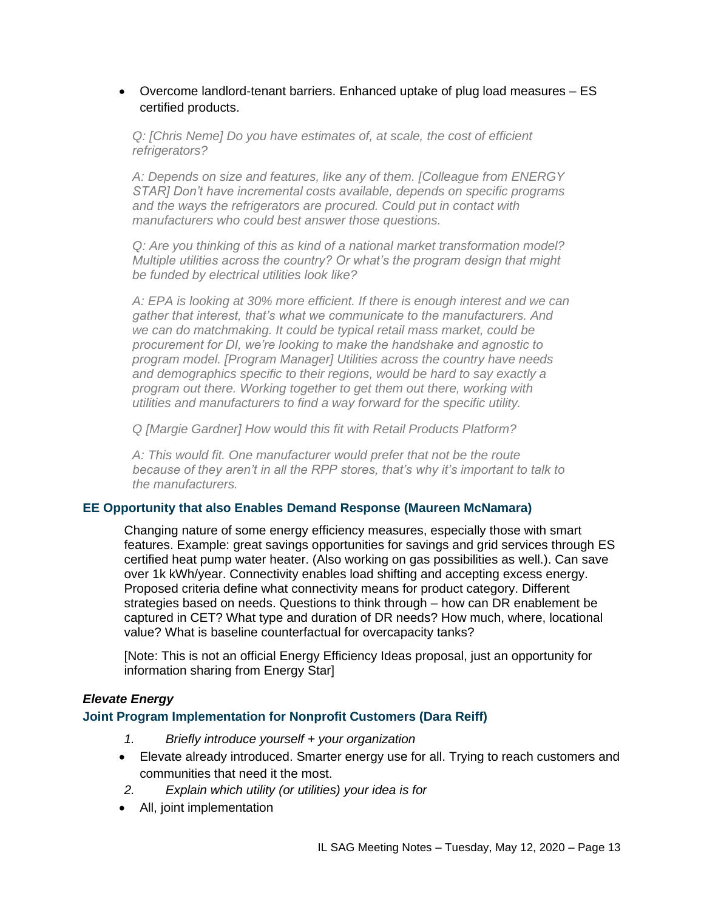- Overcome landlord-tenant barriers. Enhanced uptake of plug load measures – ES certified products.

  *Q: [Chris Neme] Do you have estimates of, at scale, the cost of efficient refrigerators?*

  *A: Depends on size and features, like any of them. [Colleague from ENERGY STAR] Don't have incremental costs available, depends on specific programs and the ways the refrigerators are procured. Could put in contact with manufacturers who could best answer those questions.*

  *Q: Are you thinking of this as kind of a national market transformation model? Multiple utilities across the country? Or what's the program design that might be funded by electrical utilities look like?*

  *A: EPA is looking at 30% more efficient. If there is enough interest and we can gather that interest, that's what we communicate to the manufacturers. And we can do matchmaking. It could be typical retail mass market, could be procurement for DI, we're looking to make the handshake and agnostic to program model. [Program Manager] Utilities across the country have needs and demographics specific to their regions, would be hard to say exactly a program out there. Working together to get them out there, working with utilities and manufacturers to find a way forward for the specific utility.*

  *Q [Margie Gardner] How would this fit with Retail Products Platform?*

  *A: This would fit. One manufacturer would prefer that not be the route because of they aren't in all the RPP stores, that's why it's important to talk to the manufacturers.*

### EE Opportunity that also Enables Demand Response (Maureen McNamara)

Changing nature of some energy efficiency measures, especially those with smart features. Example: great savings opportunities for savings and grid services through ES certified heat pump water heater. (Also working on gas possibilities as well.). Can save over 1k kWh/year. Connectivity enables load shifting and accepting excess energy. Proposed criteria define what connectivity means for product category. Different strategies based on needs. Questions to think through – how can DR enablement be captured in CET? What type and duration of DR needs? How much, where, locational value? What is baseline counterfactual for overcapacity tanks?

[Note: This is not an official Energy Efficiency Ideas proposal, just an opportunity for information sharing from Energy Star]

***Elevate Energy***

### Joint Program Implementation for Nonprofit Customers (Dara Reiff)

1. *Briefly introduce yourself + your organization*

- Elevate already introduced. Smarter energy use for all. Trying to reach customers and communities that need it the most.

2. *Explain which utility (or utilities) your idea is for*

- All, joint implementation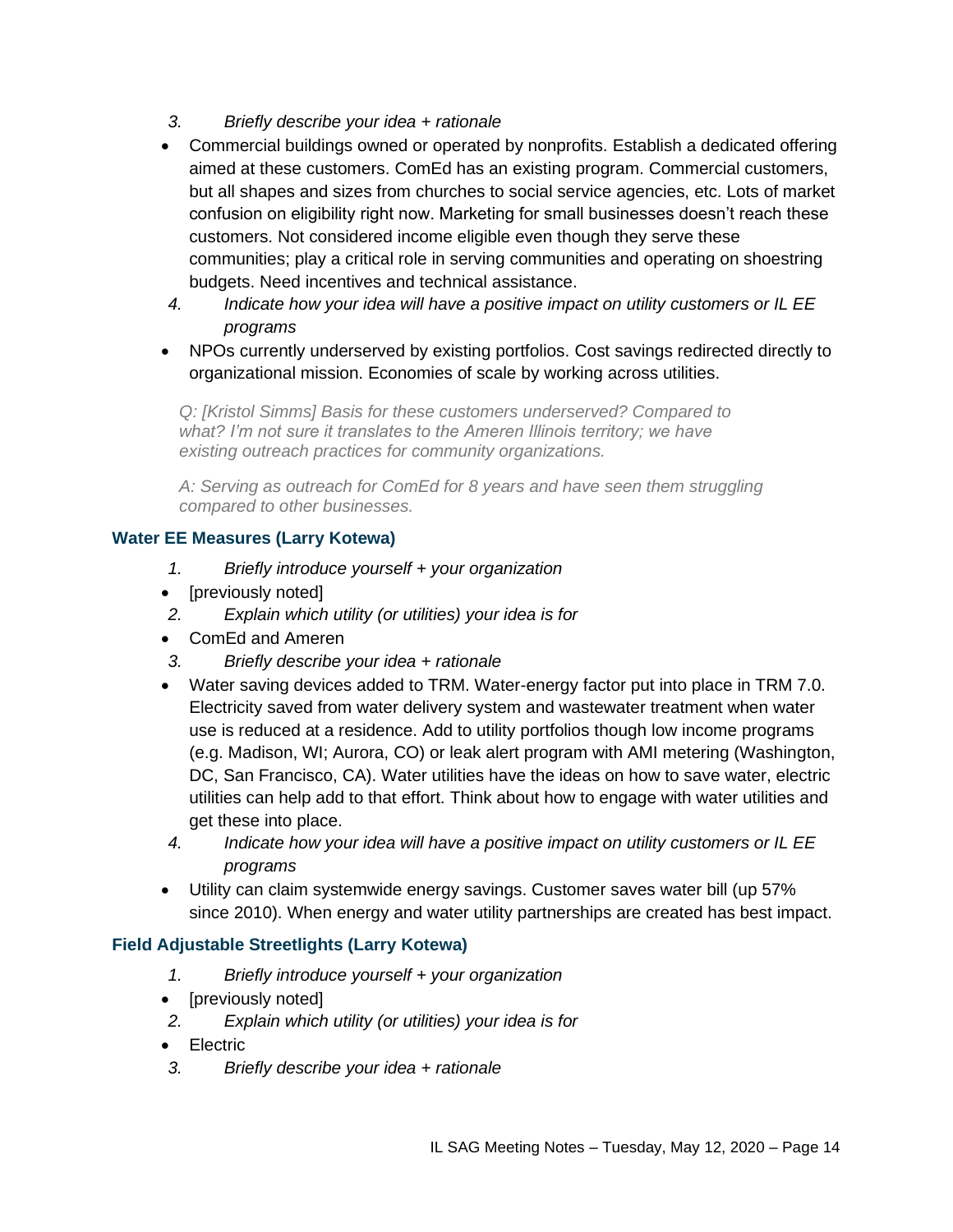3. *Briefly describe your idea + rationale*

- Commercial buildings owned or operated by nonprofits. Establish a dedicated offering aimed at these customers. ComEd has an existing program. Commercial customers, but all shapes and sizes from churches to social service agencies, etc. Lots of market confusion on eligibility right now. Marketing for small businesses doesn't reach these customers. Not considered income eligible even though they serve these communities; play a critical role in serving communities and operating on shoestring budgets. Need incentives and technical assistance.

4. *Indicate how your idea will have a positive impact on utility customers or IL EE programs*

- NPOs currently underserved by existing portfolios. Cost savings redirected directly to organizational mission. Economies of scale by working across utilities.

*Q: [Kristol Simms] Basis for these customers underserved? Compared to what? I'm not sure it translates to the Ameren Illinois territory; we have existing outreach practices for community organizations.*

*A: Serving as outreach for ComEd for 8 years and have seen them struggling compared to other businesses.*

### Water EE Measures (Larry Kotewa)

1. *Briefly introduce yourself + your organization*

- [previously noted]

2. *Explain which utility (or utilities) your idea is for*

- ComEd and Ameren

3. *Briefly describe your idea + rationale*

- Water saving devices added to TRM. Water-energy factor put into place in TRM 7.0. Electricity saved from water delivery system and wastewater treatment when water use is reduced at a residence. Add to utility portfolios though low income programs (e.g. Madison, WI; Aurora, CO) or leak alert program with AMI metering (Washington, DC, San Francisco, CA). Water utilities have the ideas on how to save water, electric utilities can help add to that effort. Think about how to engage with water utilities and get these into place.

4. *Indicate how your idea will have a positive impact on utility customers or IL EE programs*

- Utility can claim systemwide energy savings. Customer saves water bill (up 57% since 2010). When energy and water utility partnerships are created has best impact.

### Field Adjustable Streetlights (Larry Kotewa)

1. *Briefly introduce yourself + your organization*

- [previously noted]

2. *Explain which utility (or utilities) your idea is for*

- Electric

3. *Briefly describe your idea + rationale*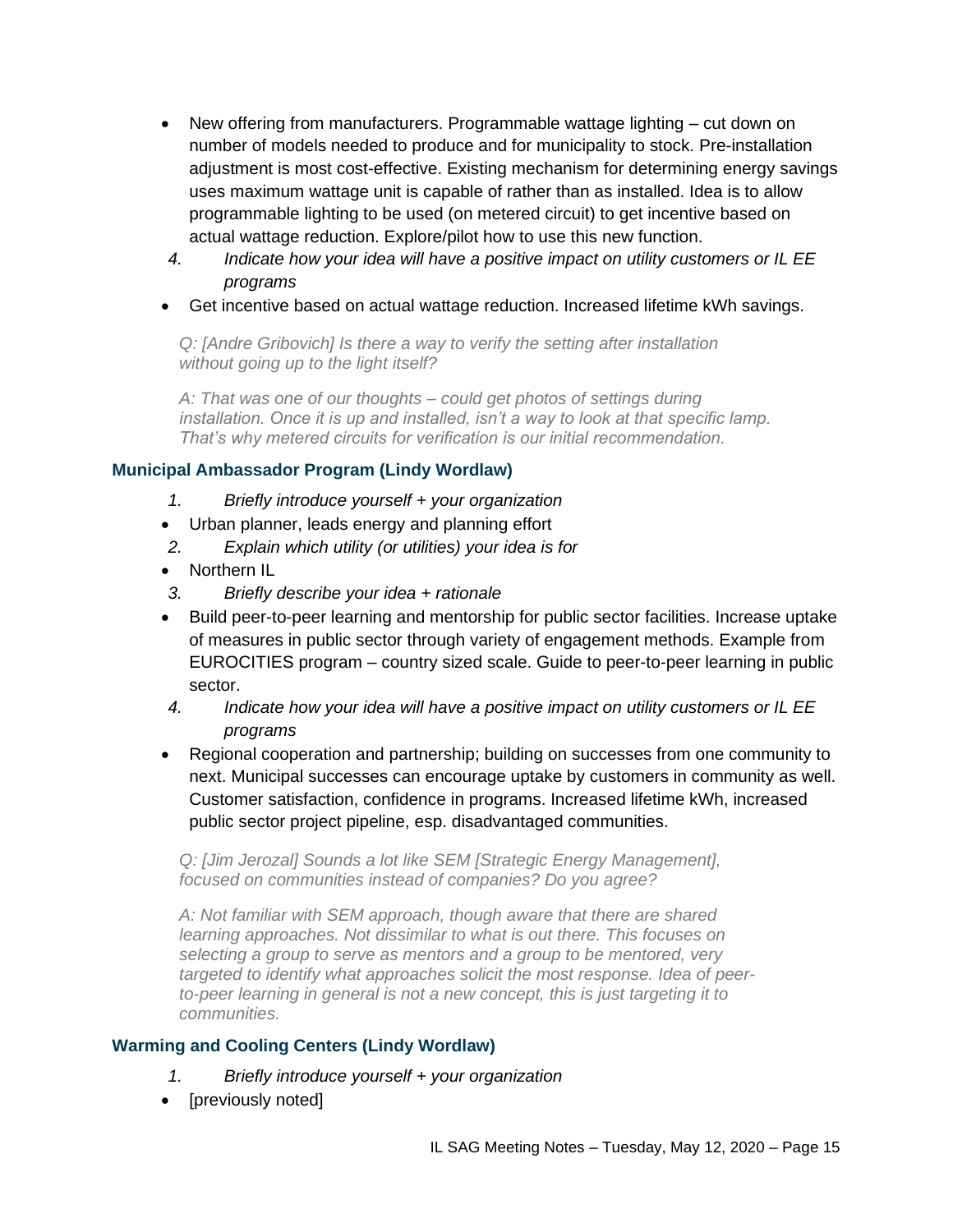- New offering from manufacturers. Programmable wattage lighting – cut down on number of models needed to produce and for municipality to stock. Pre-installation adjustment is most cost-effective. Existing mechanism for determining energy savings uses maximum wattage unit is capable of rather than as installed. Idea is to allow programmable lighting to be used (on metered circuit) to get incentive based on actual wattage reduction. Explore/pilot how to use this new function.

4. *Indicate how your idea will have a positive impact on utility customers or IL EE programs*

- Get incentive based on actual wattage reduction. Increased lifetime kWh savings.

*Q: [Andre Gribovich] Is there a way to verify the setting after installation without going up to the light itself?*

*A: That was one of our thoughts – could get photos of settings during installation. Once it is up and installed, isn't a way to look at that specific lamp. That's why metered circuits for verification is our initial recommendation.*

### Municipal Ambassador Program (Lindy Wordlaw)

1. *Briefly introduce yourself + your organization*

- Urban planner, leads energy and planning effort

2. *Explain which utility (or utilities) your idea is for*

- Northern IL

3. *Briefly describe your idea + rationale*

- Build peer-to-peer learning and mentorship for public sector facilities. Increase uptake of measures in public sector through variety of engagement methods. Example from EUROCITIES program – country sized scale. Guide to peer-to-peer learning in public sector.

4. *Indicate how your idea will have a positive impact on utility customers or IL EE programs*

- Regional cooperation and partnership; building on successes from one community to next. Municipal successes can encourage uptake by customers in community as well. Customer satisfaction, confidence in programs. Increased lifetime kWh, increased public sector project pipeline, esp. disadvantaged communities.

*Q: [Jim Jerozal] Sounds a lot like SEM [Strategic Energy Management], focused on communities instead of companies? Do you agree?*

*A: Not familiar with SEM approach, though aware that there are shared learning approaches. Not dissimilar to what is out there. This focuses on selecting a group to serve as mentors and a group to be mentored, very targeted to identify what approaches solicit the most response. Idea of peer-to-peer learning in general is not a new concept, this is just targeting it to communities.*

### Warming and Cooling Centers (Lindy Wordlaw)

1. *Briefly introduce yourself + your organization*

- [previously noted]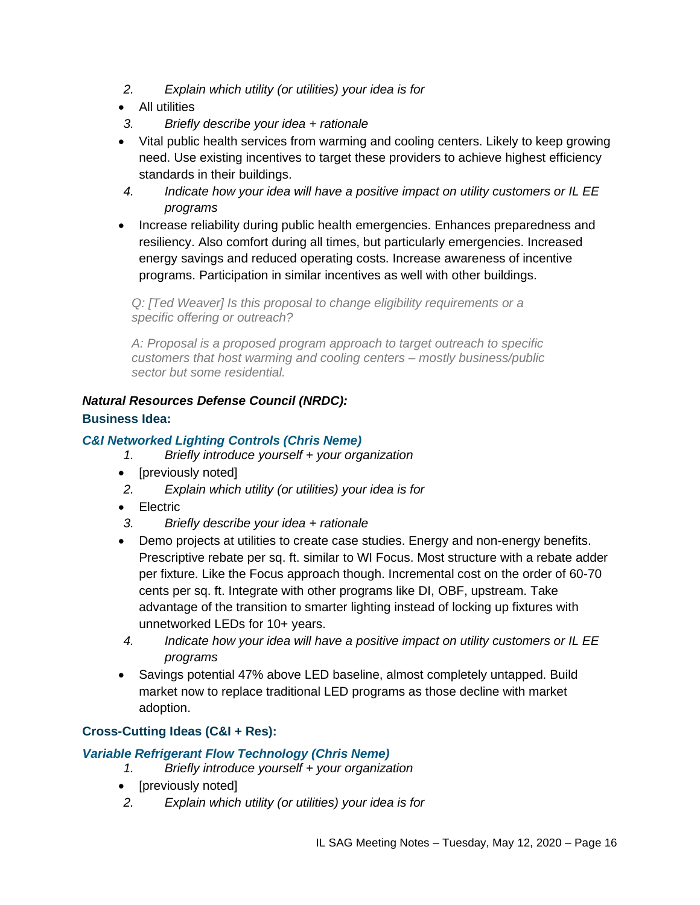2. *Explain which utility (or utilities) your idea is for*

- All utilities

3. *Briefly describe your idea + rationale*

- Vital public health services from warming and cooling centers. Likely to keep growing need. Use existing incentives to target these providers to achieve highest efficiency standards in their buildings.

4. *Indicate how your idea will have a positive impact on utility customers or IL EE programs*

- Increase reliability during public health emergencies. Enhances preparedness and resiliency. Also comfort during all times, but particularly emergencies. Increased energy savings and reduced operating costs. Increase awareness of incentive programs. Participation in similar incentives as well with other buildings.

> *Q: [Ted Weaver] Is this proposal to change eligibility requirements or a specific offering or outreach?*
>
> *A: Proposal is a proposed program approach to target outreach to specific customers that host warming and cooling centers – mostly business/public sector but some residential.*

***Natural Resources Defense Council (NRDC):***

**Business Idea:**

***C&I Networked Lighting Controls (Chris Neme)***

1. *Briefly introduce yourself + your organization*

- [previously noted]

2. *Explain which utility (or utilities) your idea is for*

- Electric

3. *Briefly describe your idea + rationale*

- Demo projects at utilities to create case studies. Energy and non-energy benefits. Prescriptive rebate per sq. ft. similar to WI Focus. Most structure with a rebate adder per fixture. Like the Focus approach though. Incremental cost on the order of 60-70 cents per sq. ft. Integrate with other programs like DI, OBF, upstream. Take advantage of the transition to smarter lighting instead of locking up fixtures with unnetworked LEDs for 10+ years.

4. *Indicate how your idea will have a positive impact on utility customers or IL EE programs*

- Savings potential 47% above LED baseline, almost completely untapped. Build market now to replace traditional LED programs as those decline with market adoption.

**Cross-Cutting Ideas (C&I + Res):**

***Variable Refrigerant Flow Technology (Chris Neme)***

1. *Briefly introduce yourself + your organization*

- [previously noted]

2. *Explain which utility (or utilities) your idea is for*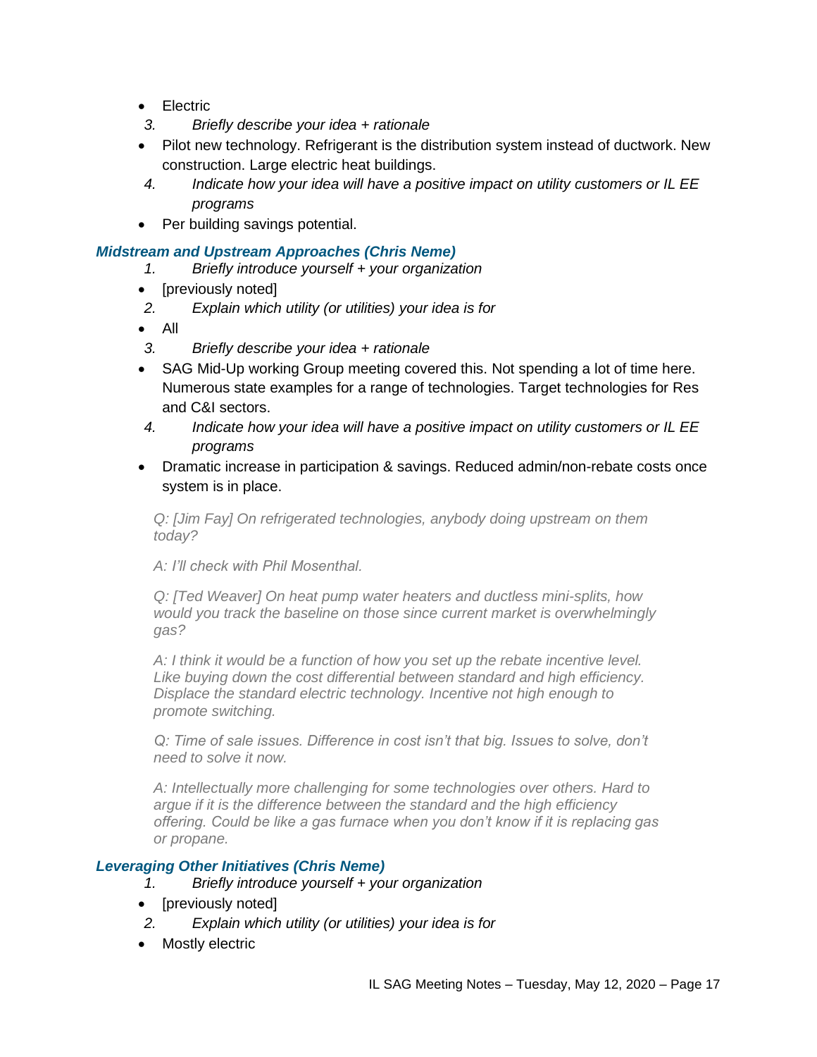- Electric

3. *Briefly describe your idea + rationale*

- Pilot new technology. Refrigerant is the distribution system instead of ductwork. New construction. Large electric heat buildings.

4. *Indicate how your idea will have a positive impact on utility customers or IL EE programs*

- Per building savings potential.

### *Midstream and Upstream Approaches (Chris Neme)*

1. *Briefly introduce yourself + your organization*

- [previously noted]

2. *Explain which utility (or utilities) your idea is for*

- All

3. *Briefly describe your idea + rationale*

- SAG Mid-Up working Group meeting covered this. Not spending a lot of time here. Numerous state examples for a range of technologies. Target technologies for Res and C&I sectors.

4. *Indicate how your idea will have a positive impact on utility customers or IL EE programs*

- Dramatic increase in participation & savings. Reduced admin/non-rebate costs once system is in place.

> *Q: [Jim Fay] On refrigerated technologies, anybody doing upstream on them today?*
>
> *A: I'll check with Phil Mosenthal.*
>
> *Q: [Ted Weaver] On heat pump water heaters and ductless mini-splits, how would you track the baseline on those since current market is overwhelmingly gas?*
>
> *A: I think it would be a function of how you set up the rebate incentive level. Like buying down the cost differential between standard and high efficiency. Displace the standard electric technology. Incentive not high enough to promote switching.*
>
> *Q: Time of sale issues. Difference in cost isn't that big. Issues to solve, don't need to solve it now.*
>
> *A: Intellectually more challenging for some technologies over others. Hard to argue if it is the difference between the standard and the high efficiency offering. Could be like a gas furnace when you don't know if it is replacing gas or propane.*

### *Leveraging Other Initiatives (Chris Neme)*

1. *Briefly introduce yourself + your organization*

- [previously noted]

2. *Explain which utility (or utilities) your idea is for*

- Mostly electric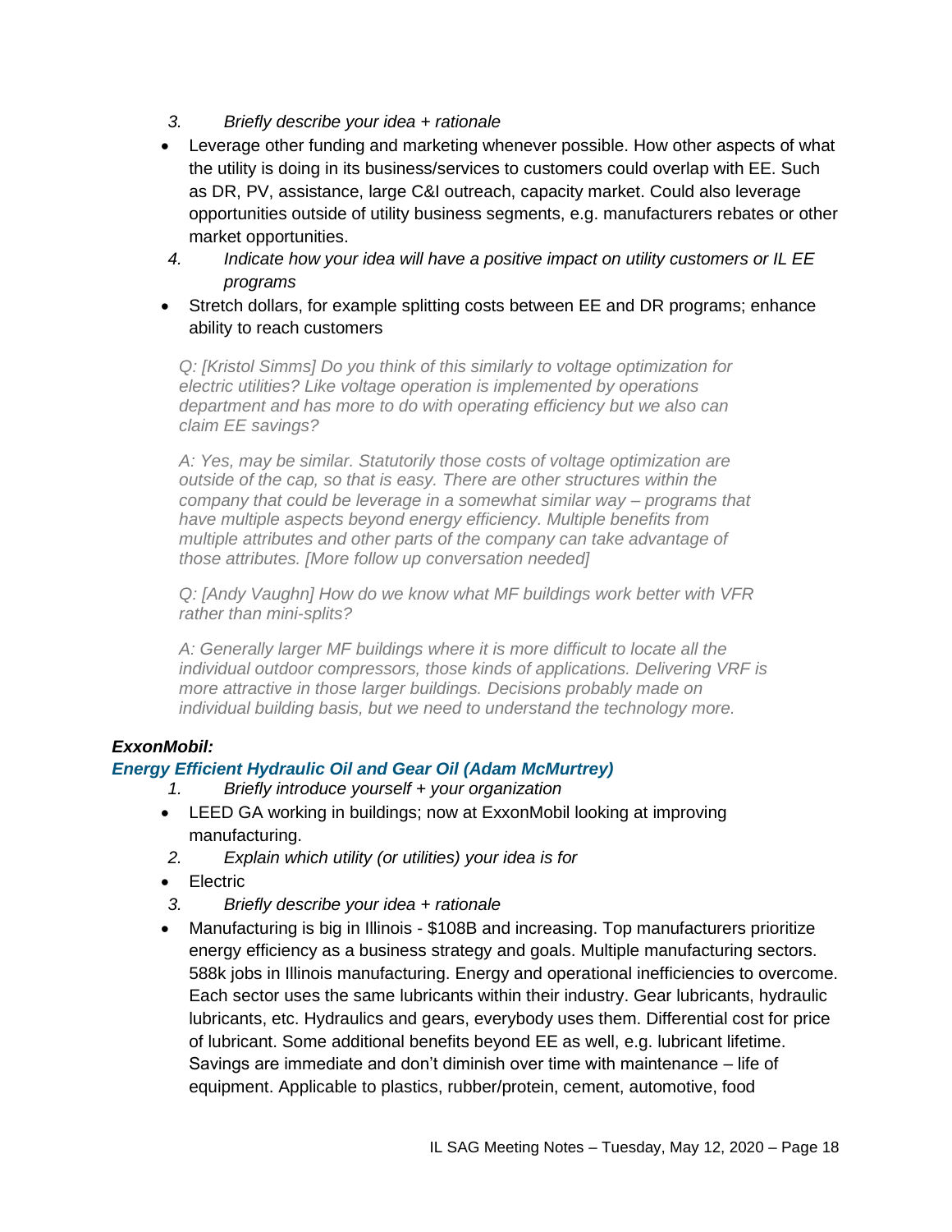3. *Briefly describe your idea + rationale*

- Leverage other funding and marketing whenever possible. How other aspects of what the utility is doing in its business/services to customers could overlap with EE. Such as DR, PV, assistance, large C&I outreach, capacity market. Could also leverage opportunities outside of utility business segments, e.g. manufacturers rebates or other market opportunities.

4. *Indicate how your idea will have a positive impact on utility customers or IL EE programs*

- Stretch dollars, for example splitting costs between EE and DR programs; enhance ability to reach customers

*Q: [Kristol Simms] Do you think of this similarly to voltage optimization for electric utilities? Like voltage operation is implemented by operations department and has more to do with operating efficiency but we also can claim EE savings?*

*A: Yes, may be similar. Statutorily those costs of voltage optimization are outside of the cap, so that is easy. There are other structures within the company that could be leverage in a somewhat similar way – programs that have multiple aspects beyond energy efficiency. Multiple benefits from multiple attributes and other parts of the company can take advantage of those attributes. [More follow up conversation needed]*

*Q: [Andy Vaughn] How do we know what MF buildings work better with VFR rather than mini-splits?*

*A: Generally larger MF buildings where it is more difficult to locate all the individual outdoor compressors, those kinds of applications. Delivering VRF is more attractive in those larger buildings. Decisions probably made on individual building basis, but we need to understand the technology more.*

***ExxonMobil:***

***Energy Efficient Hydraulic Oil and Gear Oil (Adam McMurtrey)***

1. *Briefly introduce yourself + your organization*

- LEED GA working in buildings; now at ExxonMobil looking at improving manufacturing.

2. *Explain which utility (or utilities) your idea is for*

- Electric

3. *Briefly describe your idea + rationale*

- Manufacturing is big in Illinois - $108B and increasing. Top manufacturers prioritize energy efficiency as a business strategy and goals. Multiple manufacturing sectors. 588k jobs in Illinois manufacturing. Energy and operational inefficiencies to overcome. Each sector uses the same lubricants within their industry. Gear lubricants, hydraulic lubricants, etc. Hydraulics and gears, everybody uses them. Differential cost for price of lubricant. Some additional benefits beyond EE as well, e.g. lubricant lifetime. Savings are immediate and don't diminish over time with maintenance – life of equipment. Applicable to plastics, rubber/protein, cement, automotive, food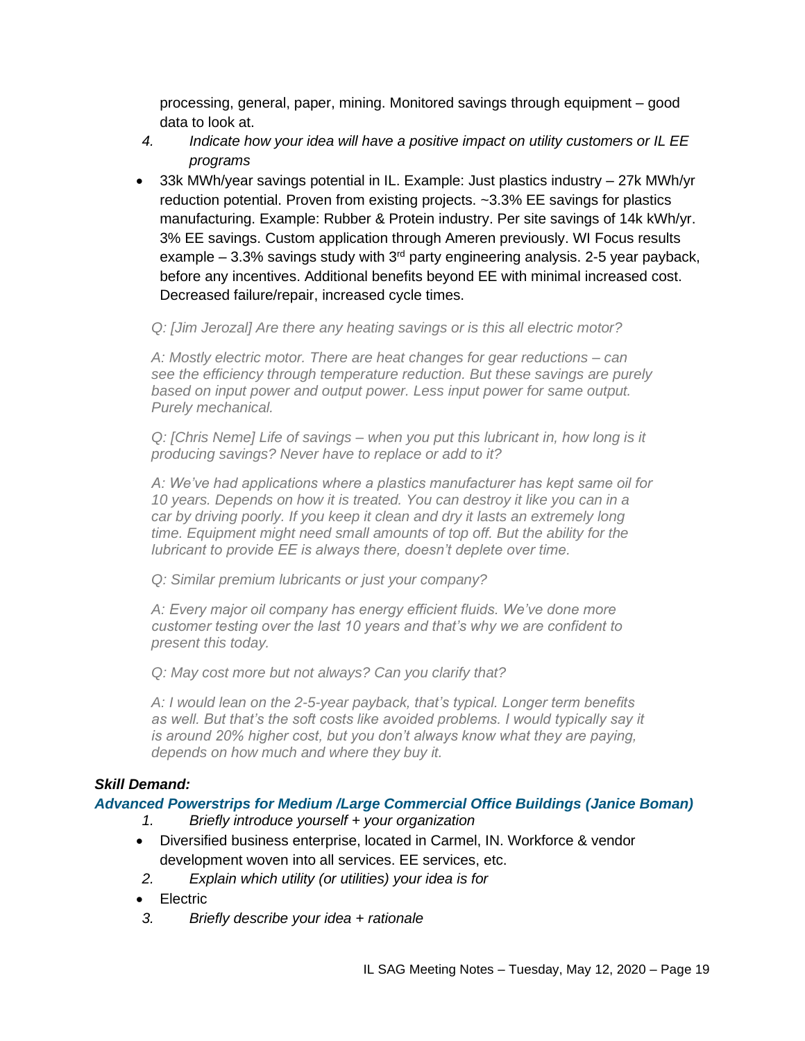processing, general, paper, mining. Monitored savings through equipment – good data to look at.

4. *Indicate how your idea will have a positive impact on utility customers or IL EE programs*

- 33k MWh/year savings potential in IL. Example: Just plastics industry – 27k MWh/yr reduction potential. Proven from existing projects. ~3.3% EE savings for plastics manufacturing. Example: Rubber & Protein industry. Per site savings of 14k kWh/yr. 3% EE savings. Custom application through Ameren previously. WI Focus results example – 3.3% savings study with 3rd party engineering analysis. 2-5 year payback, before any incentives. Additional benefits beyond EE with minimal increased cost. Decreased failure/repair, increased cycle times.

*Q: [Jim Jerozal] Are there any heating savings or is this all electric motor?*

*A: Mostly electric motor. There are heat changes for gear reductions – can see the efficiency through temperature reduction. But these savings are purely based on input power and output power. Less input power for same output. Purely mechanical.*

*Q: [Chris Neme] Life of savings – when you put this lubricant in, how long is it producing savings? Never have to replace or add to it?*

*A: We've had applications where a plastics manufacturer has kept same oil for 10 years. Depends on how it is treated. You can destroy it like you can in a car by driving poorly. If you keep it clean and dry it lasts an extremely long time. Equipment might need small amounts of top off. But the ability for the lubricant to provide EE is always there, doesn't deplete over time.*

*Q: Similar premium lubricants or just your company?*

*A: Every major oil company has energy efficient fluids. We've done more customer testing over the last 10 years and that's why we are confident to present this today.*

*Q: May cost more but not always? Can you clarify that?*

*A: I would lean on the 2-5-year payback, that's typical. Longer term benefits as well. But that's the soft costs like avoided problems. I would typically say it is around 20% higher cost, but you don't always know what they are paying, depends on how much and where they buy it.*

***Skill Demand:***

***Advanced Powerstrips for Medium /Large Commercial Office Buildings (Janice Boman)***

1. *Briefly introduce yourself + your organization*

- Diversified business enterprise, located in Carmel, IN. Workforce & vendor development woven into all services. EE services, etc.

2. *Explain which utility (or utilities) your idea is for*

- Electric

3. *Briefly describe your idea + rationale*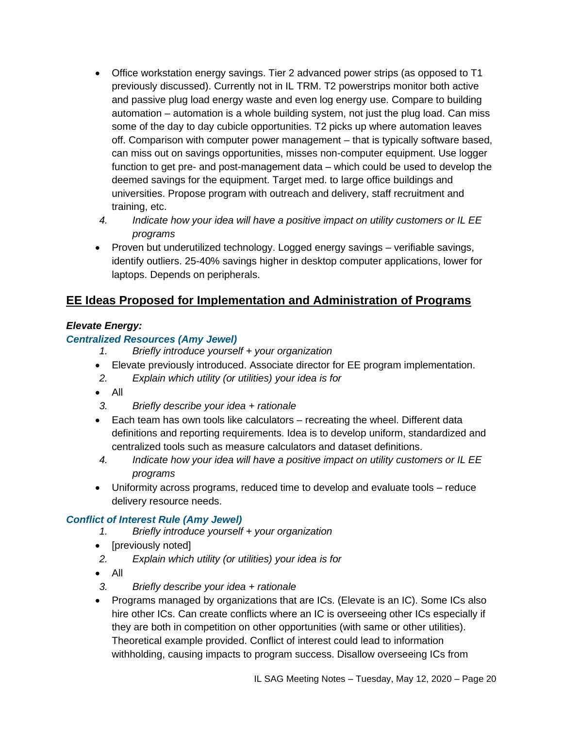- Office workstation energy savings. Tier 2 advanced power strips (as opposed to T1 previously discussed). Currently not in IL TRM. T2 powerstrips monitor both active and passive plug load energy waste and even log energy use. Compare to building automation – automation is a whole building system, not just the plug load. Can miss some of the day to day cubicle opportunities. T2 picks up where automation leaves off. Comparison with computer power management – that is typically software based, can miss out on savings opportunities, misses non-computer equipment. Use logger function to get pre- and post-management data – which could be used to develop the deemed savings for the equipment. Target med. to large office buildings and universities. Propose program with outreach and delivery, staff recruitment and training, etc.

4. *Indicate how your idea will have a positive impact on utility customers or IL EE programs*

- Proven but underutilized technology. Logged energy savings – verifiable savings, identify outliers. 25-40% savings higher in desktop computer applications, lower for laptops. Depends on peripherals.

## EE Ideas Proposed for Implementation and Administration of Programs

***Elevate Energy:***

### *Centralized Resources (Amy Jewel)*

1. *Briefly introduce yourself + your organization*

- Elevate previously introduced. Associate director for EE program implementation.

2. *Explain which utility (or utilities) your idea is for*

- All

3. *Briefly describe your idea + rationale*

- Each team has own tools like calculators – recreating the wheel. Different data definitions and reporting requirements. Idea is to develop uniform, standardized and centralized tools such as measure calculators and dataset definitions.

4. *Indicate how your idea will have a positive impact on utility customers or IL EE programs*

- Uniformity across programs, reduced time to develop and evaluate tools – reduce delivery resource needs.

### *Conflict of Interest Rule (Amy Jewel)*

1. *Briefly introduce yourself + your organization*

- [previously noted]

2. *Explain which utility (or utilities) your idea is for*

- All

3. *Briefly describe your idea + rationale*

- Programs managed by organizations that are ICs. (Elevate is an IC). Some ICs also hire other ICs. Can create conflicts where an IC is overseeing other ICs especially if they are both in competition on other opportunities (with same or other utilities). Theoretical example provided. Conflict of interest could lead to information withholding, causing impacts to program success. Disallow overseeing ICs from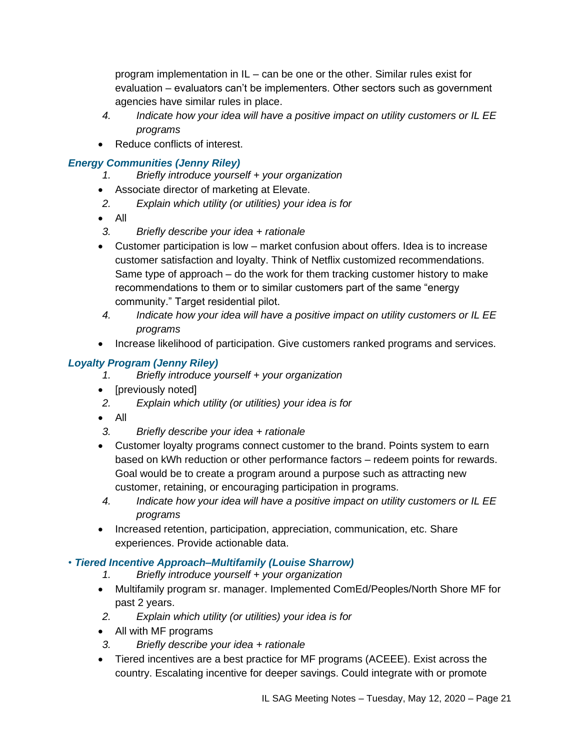program implementation in IL – can be one or the other. Similar rules exist for evaluation – evaluators can't be implementers. Other sectors such as government agencies have similar rules in place.

4. *Indicate how your idea will have a positive impact on utility customers or IL EE programs*

- Reduce conflicts of interest.

### *Energy Communities (Jenny Riley)*

1. *Briefly introduce yourself + your organization*

- Associate director of marketing at Elevate.

2. *Explain which utility (or utilities) your idea is for*

- All

3. *Briefly describe your idea + rationale*

- Customer participation is low – market confusion about offers. Idea is to increase customer satisfaction and loyalty. Think of Netflix customized recommendations. Same type of approach – do the work for them tracking customer history to make recommendations to them or to similar customers part of the same "energy community." Target residential pilot.

4. *Indicate how your idea will have a positive impact on utility customers or IL EE programs*

- Increase likelihood of participation. Give customers ranked programs and services.

### *Loyalty Program (Jenny Riley)*

1. *Briefly introduce yourself + your organization*

- [previously noted]

2. *Explain which utility (or utilities) your idea is for*

- All

3. *Briefly describe your idea + rationale*

- Customer loyalty programs connect customer to the brand. Points system to earn based on kWh reduction or other performance factors – redeem points for rewards. Goal would be to create a program around a purpose such as attracting new customer, retaining, or encouraging participation in programs.

4. *Indicate how your idea will have a positive impact on utility customers or IL EE programs*

- Increased retention, participation, appreciation, communication, etc. Share experiences. Provide actionable data.

### • *Tiered Incentive Approach–Multifamily (Louise Sharrow)*

1. *Briefly introduce yourself + your organization*

- Multifamily program sr. manager. Implemented ComEd/Peoples/North Shore MF for past 2 years.

2. *Explain which utility (or utilities) your idea is for*

- All with MF programs

3. *Briefly describe your idea + rationale*

- Tiered incentives are a best practice for MF programs (ACEEE). Exist across the country. Escalating incentive for deeper savings. Could integrate with or promote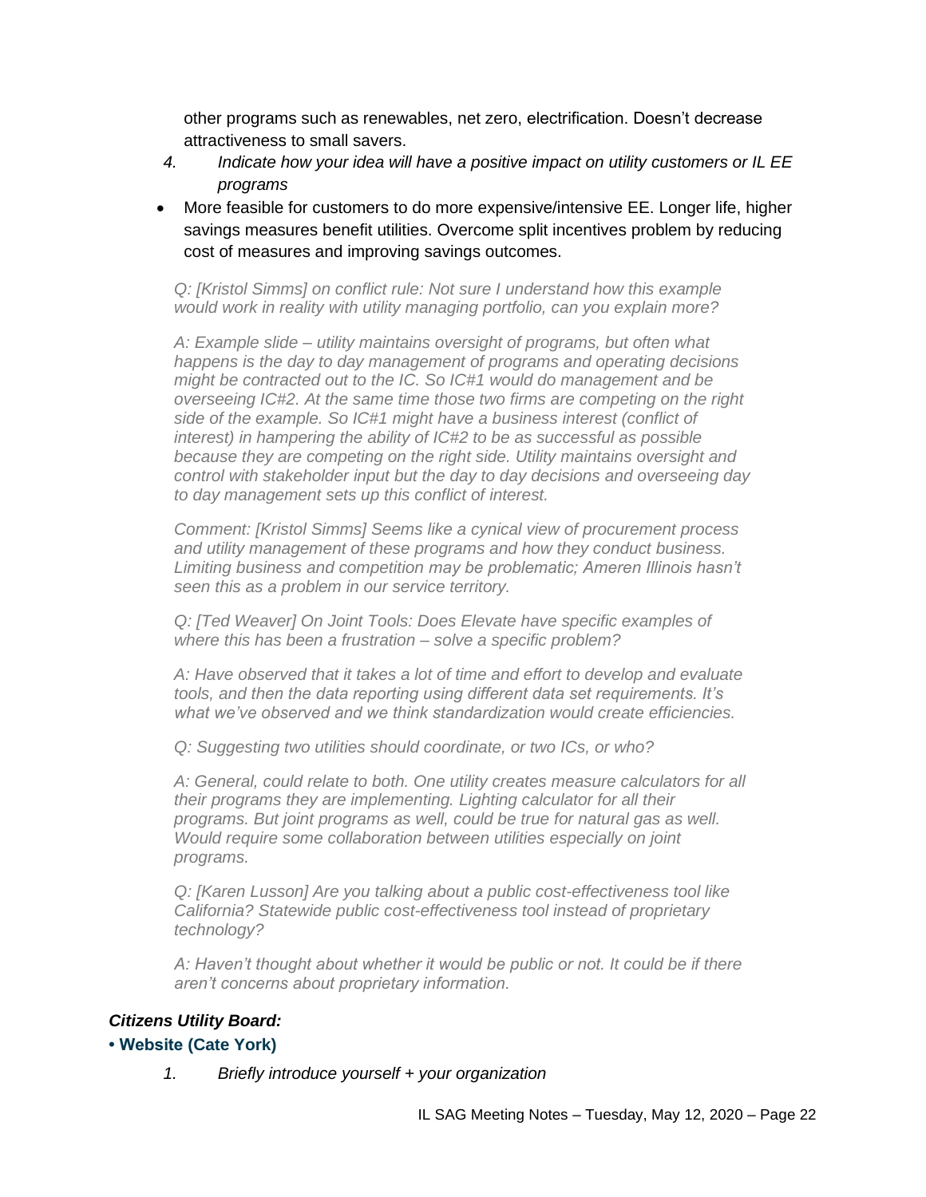other programs such as renewables, net zero, electrification. Doesn't decrease attractiveness to small savers.

4. *Indicate how your idea will have a positive impact on utility customers or IL EE programs*

- More feasible for customers to do more expensive/intensive EE. Longer life, higher savings measures benefit utilities. Overcome split incentives problem by reducing cost of measures and improving savings outcomes.

*Q: [Kristol Simms] on conflict rule: Not sure I understand how this example would work in reality with utility managing portfolio, can you explain more?*

*A: Example slide – utility maintains oversight of programs, but often what happens is the day to day management of programs and operating decisions might be contracted out to the IC. So IC#1 would do management and be overseeing IC#2. At the same time those two firms are competing on the right side of the example. So IC#1 might have a business interest (conflict of interest) in hampering the ability of IC#2 to be as successful as possible because they are competing on the right side. Utility maintains oversight and control with stakeholder input but the day to day decisions and overseeing day to day management sets up this conflict of interest.*

*Comment: [Kristol Simms] Seems like a cynical view of procurement process and utility management of these programs and how they conduct business. Limiting business and competition may be problematic; Ameren Illinois hasn't seen this as a problem in our service territory.*

*Q: [Ted Weaver] On Joint Tools: Does Elevate have specific examples of where this has been a frustration – solve a specific problem?*

*A: Have observed that it takes a lot of time and effort to develop and evaluate tools, and then the data reporting using different data set requirements. It's what we've observed and we think standardization would create efficiencies.*

*Q: Suggesting two utilities should coordinate, or two ICs, or who?*

*A: General, could relate to both. One utility creates measure calculators for all their programs they are implementing. Lighting calculator for all their programs. But joint programs as well, could be true for natural gas as well. Would require some collaboration between utilities especially on joint programs.*

*Q: [Karen Lusson] Are you talking about a public cost-effectiveness tool like California? Statewide public cost-effectiveness tool instead of proprietary technology?*

*A: Haven't thought about whether it would be public or not. It could be if there aren't concerns about proprietary information.*

***Citizens Utility Board:***

**• Website (Cate York)**

1. *Briefly introduce yourself + your organization*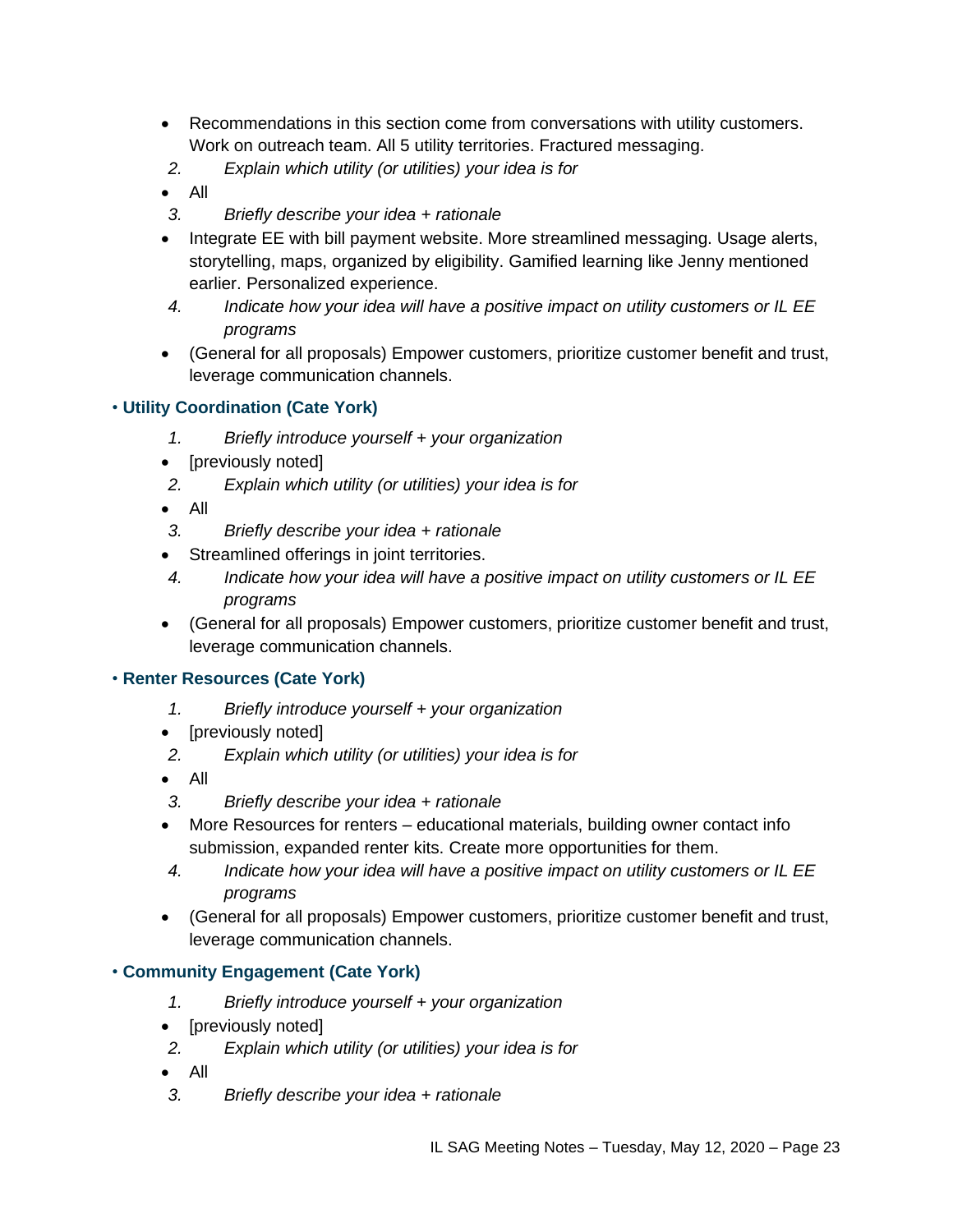- Recommendations in this section come from conversations with utility customers. Work on outreach team. All 5 utility territories. Fractured messaging.

2. *Explain which utility (or utilities) your idea is for*

- All

3. *Briefly describe your idea + rationale*

- Integrate EE with bill payment website. More streamlined messaging. Usage alerts, storytelling, maps, organized by eligibility. Gamified learning like Jenny mentioned earlier. Personalized experience.

4. *Indicate how your idea will have a positive impact on utility customers or IL EE programs*

- (General for all proposals) Empower customers, prioritize customer benefit and trust, leverage communication channels.

• **Utility Coordination (Cate York)**

1. *Briefly introduce yourself + your organization*

- [previously noted]

2. *Explain which utility (or utilities) your idea is for*

- All

3. *Briefly describe your idea + rationale*

- Streamlined offerings in joint territories.

4. *Indicate how your idea will have a positive impact on utility customers or IL EE programs*

- (General for all proposals) Empower customers, prioritize customer benefit and trust, leverage communication channels.

• **Renter Resources (Cate York)**

1. *Briefly introduce yourself + your organization*

- [previously noted]

2. *Explain which utility (or utilities) your idea is for*

- All

3. *Briefly describe your idea + rationale*

- More Resources for renters – educational materials, building owner contact info submission, expanded renter kits. Create more opportunities for them.

4. *Indicate how your idea will have a positive impact on utility customers or IL EE programs*

- (General for all proposals) Empower customers, prioritize customer benefit and trust, leverage communication channels.

• **Community Engagement (Cate York)**

1. *Briefly introduce yourself + your organization*

- [previously noted]

2. *Explain which utility (or utilities) your idea is for*

- All

3. *Briefly describe your idea + rationale*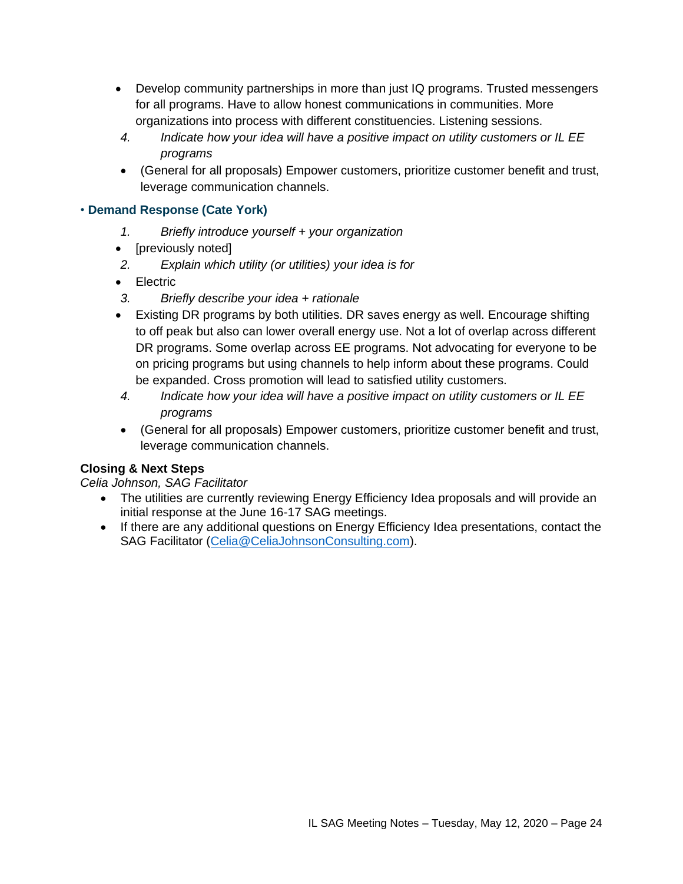- Develop community partnerships in more than just IQ programs. Trusted messengers for all programs. Have to allow honest communications in communities. More organizations into process with different constituencies. Listening sessions.

4. *Indicate how your idea will have a positive impact on utility customers or IL EE programs*

- (General for all proposals) Empower customers, prioritize customer benefit and trust, leverage communication channels.

• **Demand Response (Cate York)**

1. *Briefly introduce yourself + your organization*

- [previously noted]

2. *Explain which utility (or utilities) your idea is for*

- Electric

3. *Briefly describe your idea + rationale*

- Existing DR programs by both utilities. DR saves energy as well. Encourage shifting to off peak but also can lower overall energy use. Not a lot of overlap across different DR programs. Some overlap across EE programs. Not advocating for everyone to be on pricing programs but using channels to help inform about these programs. Could be expanded. Cross promotion will lead to satisfied utility customers.

4. *Indicate how your idea will have a positive impact on utility customers or IL EE programs*

- (General for all proposals) Empower customers, prioritize customer benefit and trust, leverage communication channels.

**Closing & Next Steps**

*Celia Johnson, SAG Facilitator*

- The utilities are currently reviewing Energy Efficiency Idea proposals and will provide an initial response at the June 16-17 SAG meetings.
- If there are any additional questions on Energy Efficiency Idea presentations, contact the SAG Facilitator (Celia@CeliaJohnsonConsulting.com).